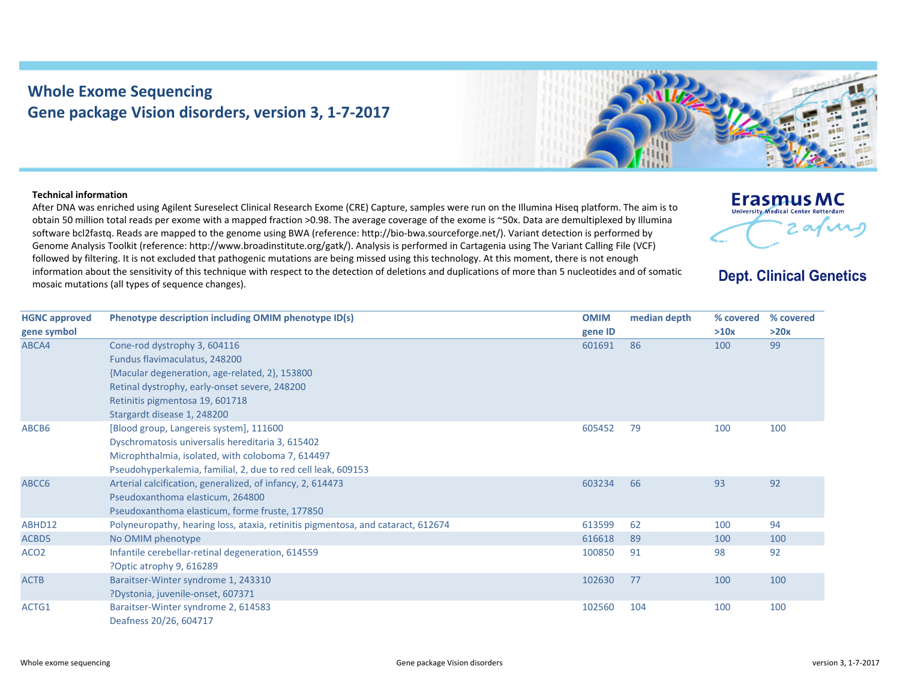# Whole Exome Sequencing
## Gene package Vision disorders, version 3, 1-7-2017

Erasmus MC
University Medical Center Rotterdam

**Dept. Clinical Genetics**

**Technical information**

After DNA was enriched using Agilent Sureselect Clinical Research Exome (CRE) Capture, samples were run on the Illumina Hiseq platform. The aim is to obtain 50 million total reads per exome with a mapped fraction >0.98. The average coverage of the exome is ~50x. Data are demultiplexed by Illumina software bcl2fastq. Reads are mapped to the genome using BWA (reference: http://bio-bwa.sourceforge.net/). Variant detection is performed by Genome Analysis Toolkit (reference: http://www.broadinstitute.org/gatk/). Analysis is performed in Cartagenia using The Variant Calling File (VCF) followed by filtering. It is not excluded that pathogenic mutations are being missed using this technology. At this moment, there is not enough information about the sensitivity of this technique with respect to the detection of deletions and duplications of more than 5 nucleotides and of somatic mosaic mutations (all types of sequence changes).

| HGNC approved gene symbol | Phenotype description including OMIM phenotype ID(s) | OMIM gene ID | median depth | % covered >10x | % covered >20x |
|---|---|---|---|---|---|
| ABCA4 | Cone-rod dystrophy 3, 604116<br>Fundus flavimaculatus, 248200<br>{Macular degeneration, age-related, 2}, 153800<br>Retinal dystrophy, early-onset severe, 248200<br>Retinitis pigmentosa 19, 601718<br>Stargardt disease 1, 248200 | 601691 | 86 | 100 | 99 |
| ABCB6 | [Blood group, Langereis system], 111600<br>Dyschromatosis universalis hereditaria 3, 615402<br>Microphthalmia, isolated, with coloboma 7, 614497<br>Pseudohyperkalemia, familial, 2, due to red cell leak, 609153 | 605452 | 79 | 100 | 100 |
| ABCC6 | Arterial calcification, generalized, of infancy, 2, 614473<br>Pseudoxanthoma elasticum, 264800<br>Pseudoxanthoma elasticum, forme fruste, 177850 | 603234 | 66 | 93 | 92 |
| ABHD12 | Polyneuropathy, hearing loss, ataxia, retinitis pigmentosa, and cataract, 612674 | 613599 | 62 | 100 | 94 |
| ACBD5 | No OMIM phenotype | 616618 | 89 | 100 | 100 |
| ACO2 | Infantile cerebellar-retinal degeneration, 614559<br>?Optic atrophy 9, 616289 | 100850 | 91 | 98 | 92 |
| ACTB | Baraitser-Winter syndrome 1, 243310<br>?Dystonia, juvenile-onset, 607371 | 102630 | 77 | 100 | 100 |
| ACTG1 | Baraitser-Winter syndrome 2, 614583<br>Deafness 20/26, 604717 | 102560 | 104 | 100 | 100 |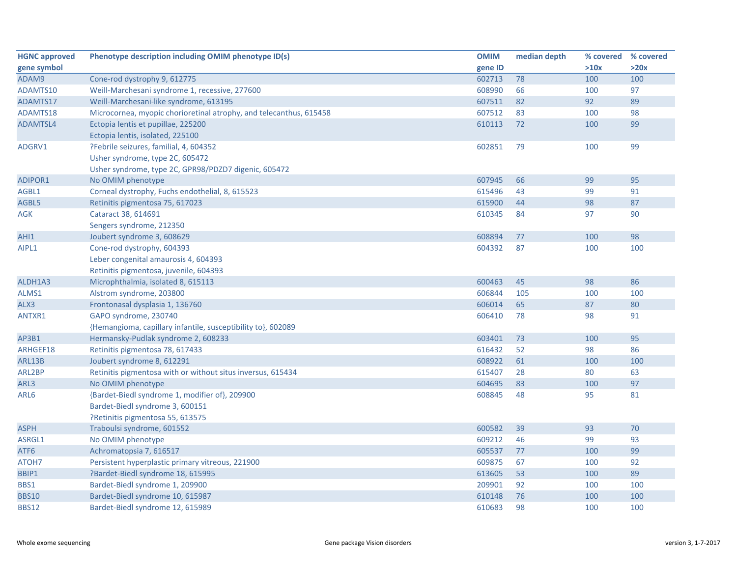| HGNC approved gene symbol | Phenotype description including OMIM phenotype ID(s) | OMIM gene ID | median depth | % covered >10x | % covered >20x |
|---|---|---|---|---|---|
| ADAM9 | Cone-rod dystrophy 9, 612775 | 602713 | 78 | 100 | 100 |
| ADAMTS10 | Weill-Marchesani syndrome 1, recessive, 277600 | 608990 | 66 | 100 | 97 |
| ADAMTS17 | Weill-Marchesani-like syndrome, 613195 | 607511 | 82 | 92 | 89 |
| ADAMTS18 | Microcornea, myopic chorioretinal atrophy, and telecanthus, 615458 | 607512 | 83 | 100 | 98 |
| ADAMTSL4 | Ectopia lentis et pupillae, 225200<br>Ectopia lentis, isolated, 225100 | 610113 | 72 | 100 | 99 |
| ADGRV1 | ?Febrile seizures, familial, 4, 604352<br>Usher syndrome, type 2C, 605472<br>Usher syndrome, type 2C, GPR98/PDZD7 digenic, 605472 | 602851 | 79 | 100 | 99 |
| ADIPOR1 | No OMIM phenotype | 607945 | 66 | 99 | 95 |
| AGBL1 | Corneal dystrophy, Fuchs endothelial, 8, 615523 | 615496 | 43 | 99 | 91 |
| AGBL5 | Retinitis pigmentosa 75, 617023 | 615900 | 44 | 98 | 87 |
| AGK | Cataract 38, 614691<br>Sengers syndrome, 212350 | 610345 | 84 | 97 | 90 |
| AHI1 | Joubert syndrome 3, 608629 | 608894 | 77 | 100 | 98 |
| AIPL1 | Cone-rod dystrophy, 604393<br>Leber congenital amaurosis 4, 604393<br>Retinitis pigmentosa, juvenile, 604393 | 604392 | 87 | 100 | 100 |
| ALDH1A3 | Microphthalmia, isolated 8, 615113 | 600463 | 45 | 98 | 86 |
| ALMS1 | Alstrom syndrome, 203800 | 606844 | 105 | 100 | 100 |
| ALX3 | Frontonasal dysplasia 1, 136760 | 606014 | 65 | 87 | 80 |
| ANTXR1 | GAPO syndrome, 230740<br>{Hemangioma, capillary infantile, susceptibility to}, 602089 | 606410 | 78 | 98 | 91 |
| AP3B1 | Hermansky-Pudlak syndrome 2, 608233 | 603401 | 73 | 100 | 95 |
| ARHGEF18 | Retinitis pigmentosa 78, 617433 | 616432 | 52 | 98 | 86 |
| ARL13B | Joubert syndrome 8, 612291 | 608922 | 61 | 100 | 100 |
| ARL2BP | Retinitis pigmentosa with or without situs inversus, 615434 | 615407 | 28 | 80 | 63 |
| ARL3 | No OMIM phenotype | 604695 | 83 | 100 | 97 |
| ARL6 | {Bardet-Biedl syndrome 1, modifier of}, 209900<br>Bardet-Biedl syndrome 3, 600151<br>?Retinitis pigmentosa 55, 613575 | 608845 | 48 | 95 | 81 |
| ASPH | Traboulsi syndrome, 601552 | 600582 | 39 | 93 | 70 |
| ASRGL1 | No OMIM phenotype | 609212 | 46 | 99 | 93 |
| ATF6 | Achromatopsia 7, 616517 | 605537 | 77 | 100 | 99 |
| ATOH7 | Persistent hyperplastic primary vitreous, 221900 | 609875 | 67 | 100 | 92 |
| BBIP1 | ?Bardet-Biedl syndrome 18, 615995 | 613605 | 53 | 100 | 89 |
| BBS1 | Bardet-Biedl syndrome 1, 209900 | 209901 | 92 | 100 | 100 |
| BBS10 | Bardet-Biedl syndrome 10, 615987 | 610148 | 76 | 100 | 100 |
| BBS12 | Bardet-Biedl syndrome 12, 615989 | 610683 | 98 | 100 | 100 |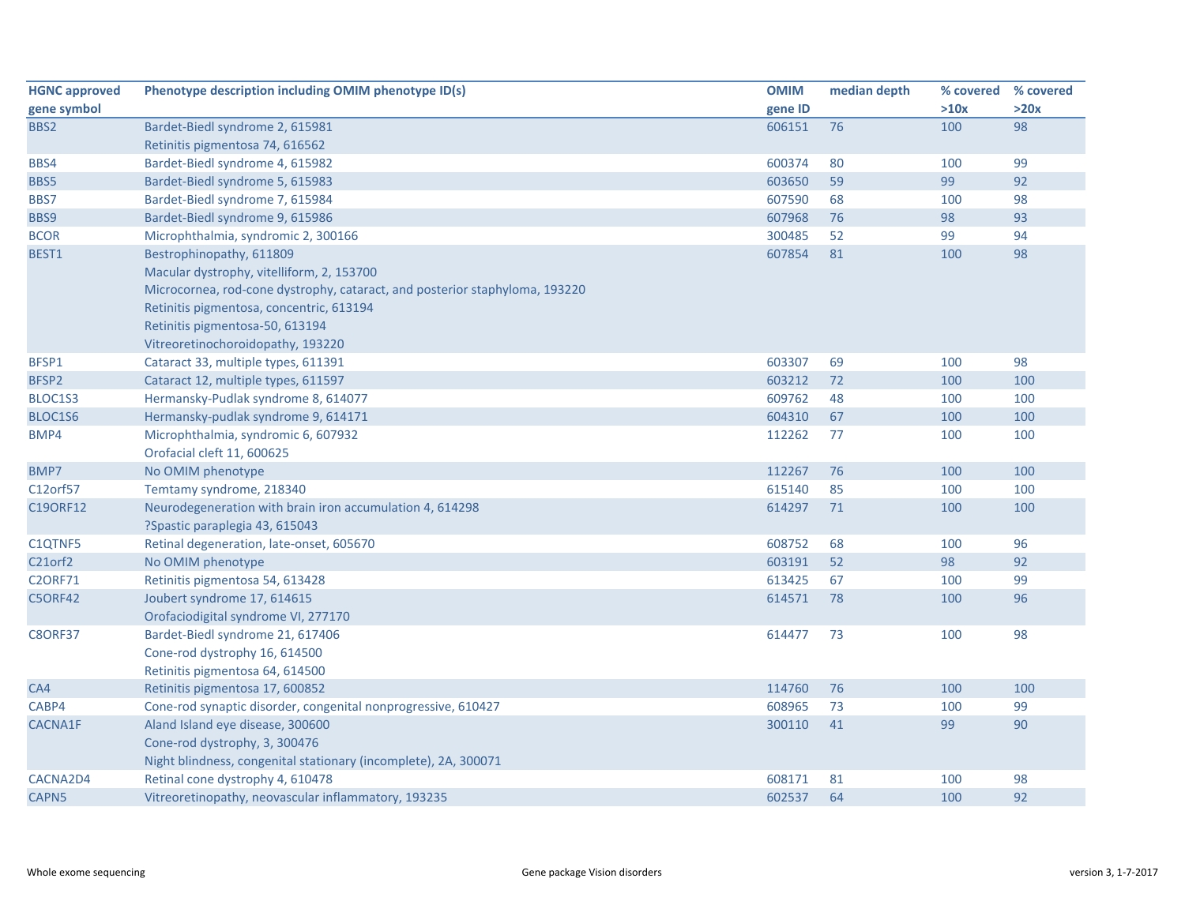| HGNC approved gene symbol | Phenotype description including OMIM phenotype ID(s) | OMIM gene ID | median depth | % covered >10x | % covered >20x |
|---|---|---|---|---|---|
| BBS2 | Bardet-Biedl syndrome 2, 615981<br>Retinitis pigmentosa 74, 616562 | 606151 | 76 | 100 | 98 |
| BBS4 | Bardet-Biedl syndrome 4, 615982 | 600374 | 80 | 100 | 99 |
| BBS5 | Bardet-Biedl syndrome 5, 615983 | 603650 | 59 | 99 | 92 |
| BBS7 | Bardet-Biedl syndrome 7, 615984 | 607590 | 68 | 100 | 98 |
| BBS9 | Bardet-Biedl syndrome 9, 615986 | 607968 | 76 | 98 | 93 |
| BCOR | Microphthalmia, syndromic 2, 300166 | 300485 | 52 | 99 | 94 |
| BEST1 | Bestrophinopathy, 611809<br>Macular dystrophy, vitelliform, 2, 153700<br>Microcornea, rod-cone dystrophy, cataract, and posterior staphyloma, 193220<br>Retinitis pigmentosa, concentric, 613194<br>Retinitis pigmentosa-50, 613194<br>Vitreoretinochoroidopathy, 193220 | 607854 | 81 | 100 | 98 |
| BFSP1 | Cataract 33, multiple types, 611391 | 603307 | 69 | 100 | 98 |
| BFSP2 | Cataract 12, multiple types, 611597 | 603212 | 72 | 100 | 100 |
| BLOC1S3 | Hermansky-Pudlak syndrome 8, 614077 | 609762 | 48 | 100 | 100 |
| BLOC1S6 | Hermansky-pudlak syndrome 9, 614171 | 604310 | 67 | 100 | 100 |
| BMP4 | Microphthalmia, syndromic 6, 607932<br>Orofacial cleft 11, 600625 | 112262 | 77 | 100 | 100 |
| BMP7 | No OMIM phenotype | 112267 | 76 | 100 | 100 |
| C12orf57 | Temtamy syndrome, 218340 | 615140 | 85 | 100 | 100 |
| C19ORF12 | Neurodegeneration with brain iron accumulation 4, 614298<br>?Spastic paraplegia 43, 615043 | 614297 | 71 | 100 | 100 |
| C1QTNF5 | Retinal degeneration, late-onset, 605670 | 608752 | 68 | 100 | 96 |
| C21orf2 | No OMIM phenotype | 603191 | 52 | 98 | 92 |
| C2ORF71 | Retinitis pigmentosa 54, 613428 | 613425 | 67 | 100 | 99 |
| C5ORF42 | Joubert syndrome 17, 614615<br>Orofaciodigital syndrome VI, 277170 | 614571 | 78 | 100 | 96 |
| C8ORF37 | Bardet-Biedl syndrome 21, 617406<br>Cone-rod dystrophy 16, 614500<br>Retinitis pigmentosa 64, 614500 | 614477 | 73 | 100 | 98 |
| CA4 | Retinitis pigmentosa 17, 600852 | 114760 | 76 | 100 | 100 |
| CABP4 | Cone-rod synaptic disorder, congenital nonprogressive, 610427 | 608965 | 73 | 100 | 99 |
| CACNA1F | Aland Island eye disease, 300600<br>Cone-rod dystrophy, 3, 300476<br>Night blindness, congenital stationary (incomplete), 2A, 300071 | 300110 | 41 | 99 | 90 |
| CACNA2D4 | Retinal cone dystrophy 4, 610478 | 608171 | 81 | 100 | 98 |
| CAPN5 | Vitreoretinopathy, neovascular inflammatory, 193235 | 602537 | 64 | 100 | 92 |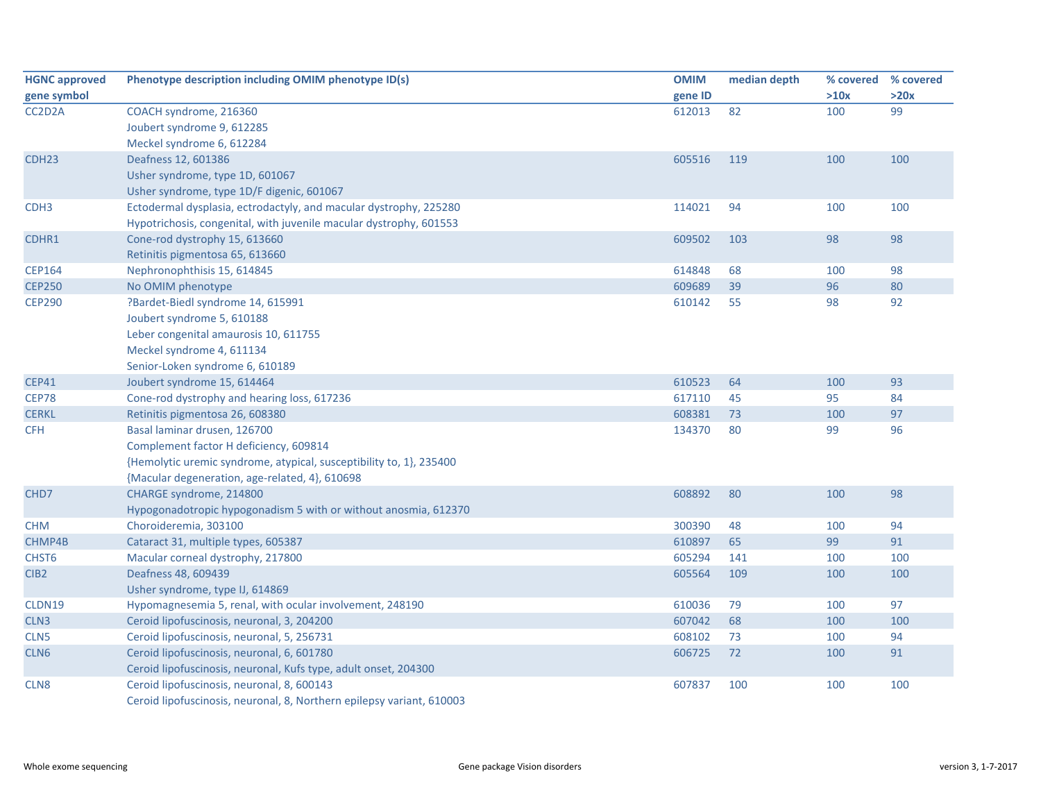| HGNC approved gene symbol | Phenotype description including OMIM phenotype ID(s) | OMIM gene ID | median depth | % covered >10x | % covered >20x |
|---|---|---|---|---|---|
| CC2D2A | COACH syndrome, 216360<br>Joubert syndrome 9, 612285<br>Meckel syndrome 6, 612284 | 612013 | 82 | 100 | 99 |
| CDH23 | Deafness 12, 601386<br>Usher syndrome, type 1D, 601067<br>Usher syndrome, type 1D/F digenic, 601067 | 605516 | 119 | 100 | 100 |
| CDH3 | Ectodermal dysplasia, ectrodactyly, and macular dystrophy, 225280<br>Hypotrichosis, congenital, with juvenile macular dystrophy, 601553 | 114021 | 94 | 100 | 100 |
| CDHR1 | Cone-rod dystrophy 15, 613660<br>Retinitis pigmentosa 65, 613660 | 609502 | 103 | 98 | 98 |
| CEP164 | Nephronophthisis 15, 614845 | 614848 | 68 | 100 | 98 |
| CEP250 | No OMIM phenotype | 609689 | 39 | 96 | 80 |
| CEP290 | ?Bardet-Biedl syndrome 14, 615991<br>Joubert syndrome 5, 610188<br>Leber congenital amaurosis 10, 611755<br>Meckel syndrome 4, 611134<br>Senior-Loken syndrome 6, 610189 | 610142 | 55 | 98 | 92 |
| CEP41 | Joubert syndrome 15, 614464 | 610523 | 64 | 100 | 93 |
| CEP78 | Cone-rod dystrophy and hearing loss, 617236 | 617110 | 45 | 95 | 84 |
| CERKL | Retinitis pigmentosa 26, 608380 | 608381 | 73 | 100 | 97 |
| CFH | Basal laminar drusen, 126700<br>Complement factor H deficiency, 609814<br>{Hemolytic uremic syndrome, atypical, susceptibility to, 1}, 235400<br>{Macular degeneration, age-related, 4}, 610698 | 134370 | 80 | 99 | 96 |
| CHD7 | CHARGE syndrome, 214800<br>Hypogonadotropic hypogonadism 5 with or without anosmia, 612370 | 608892 | 80 | 100 | 98 |
| CHM | Choroideremia, 303100 | 300390 | 48 | 100 | 94 |
| CHMP4B | Cataract 31, multiple types, 605387 | 610897 | 65 | 99 | 91 |
| CHST6 | Macular corneal dystrophy, 217800 | 605294 | 141 | 100 | 100 |
| CIB2 | Deafness 48, 609439<br>Usher syndrome, type IJ, 614869 | 605564 | 109 | 100 | 100 |
| CLDN19 | Hypomagnesemia 5, renal, with ocular involvement, 248190 | 610036 | 79 | 100 | 97 |
| CLN3 | Ceroid lipofuscinosis, neuronal, 3, 204200 | 607042 | 68 | 100 | 100 |
| CLN5 | Ceroid lipofuscinosis, neuronal, 5, 256731 | 608102 | 73 | 100 | 94 |
| CLN6 | Ceroid lipofuscinosis, neuronal, 6, 601780<br>Ceroid lipofuscinosis, neuronal, Kufs type, adult onset, 204300 | 606725 | 72 | 100 | 91 |
| CLN8 | Ceroid lipofuscinosis, neuronal, 8, 600143<br>Ceroid lipofuscinosis, neuronal, 8, Northern epilepsy variant, 610003 | 607837 | 100 | 100 | 100 |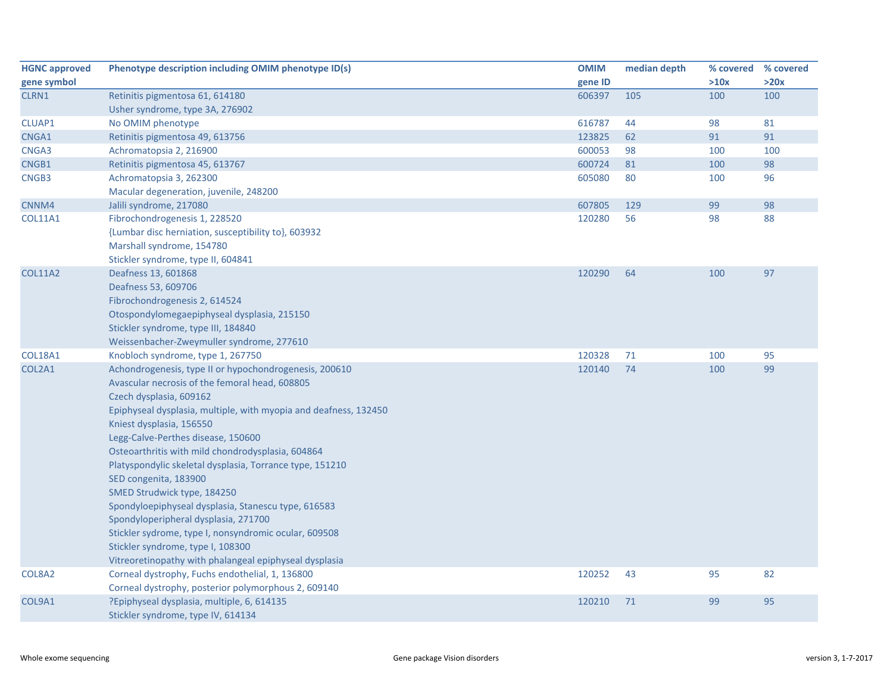| HGNC approved gene symbol | Phenotype description including OMIM phenotype ID(s) | OMIM gene ID | median depth | % covered >10x | % covered >20x |
|---|---|---|---|---|---|
| CLRN1 | Retinitis pigmentosa 61, 614180<br>Usher syndrome, type 3A, 276902 | 606397 | 105 | 100 | 100 |
| CLUAP1 | No OMIM phenotype | 616787 | 44 | 98 | 81 |
| CNGA1 | Retinitis pigmentosa 49, 613756 | 123825 | 62 | 91 | 91 |
| CNGA3 | Achromatopsia 2, 216900 | 600053 | 98 | 100 | 100 |
| CNGB1 | Retinitis pigmentosa 45, 613767 | 600724 | 81 | 100 | 98 |
| CNGB3 | Achromatopsia 3, 262300<br>Macular degeneration, juvenile, 248200 | 605080 | 80 | 100 | 96 |
| CNNM4 | Jalili syndrome, 217080 | 607805 | 129 | 99 | 98 |
| COL11A1 | Fibrochondrogenesis 1, 228520<br>{Lumbar disc herniation, susceptibility to}, 603932<br>Marshall syndrome, 154780<br>Stickler syndrome, type II, 604841 | 120280 | 56 | 98 | 88 |
| COL11A2 | Deafness 13, 601868<br>Deafness 53, 609706<br>Fibrochondrogenesis 2, 614524<br>Otospondylomegaepiphyseal dysplasia, 215150<br>Stickler syndrome, type III, 184840<br>Weissenbacher-Zweymuller syndrome, 277610 | 120290 | 64 | 100 | 97 |
| COL18A1 | Knobloch syndrome, type 1, 267750 | 120328 | 71 | 100 | 95 |
| COL2A1 | Achondrogenesis, type II or hypochondrogenesis, 200610<br>Avascular necrosis of the femoral head, 608805<br>Czech dysplasia, 609162<br>Epiphyseal dysplasia, multiple, with myopia and deafness, 132450<br>Kniest dysplasia, 156550<br>Legg-Calve-Perthes disease, 150600<br>Osteoarthritis with mild chondrodysplasia, 604864<br>Platyspondylic skeletal dysplasia, Torrance type, 151210<br>SED congenita, 183900<br>SMED Strudwick type, 184250<br>Spondyloepiphyseal dysplasia, Stanescu type, 616583<br>Spondyloperipheral dysplasia, 271700<br>Stickler sydrome, type I, nonsyndromic ocular, 609508<br>Stickler syndrome, type I, 108300<br>Vitreoretinopathy with phalangeal epiphyseal dysplasia | 120140 | 74 | 100 | 99 |
| COL8A2 | Corneal dystrophy, Fuchs endothelial, 1, 136800<br>Corneal dystrophy, posterior polymorphous 2, 609140 | 120252 | 43 | 95 | 82 |
| COL9A1 | ?Epiphyseal dysplasia, multiple, 6, 614135<br>Stickler syndrome, type IV, 614134 | 120210 | 71 | 99 | 95 |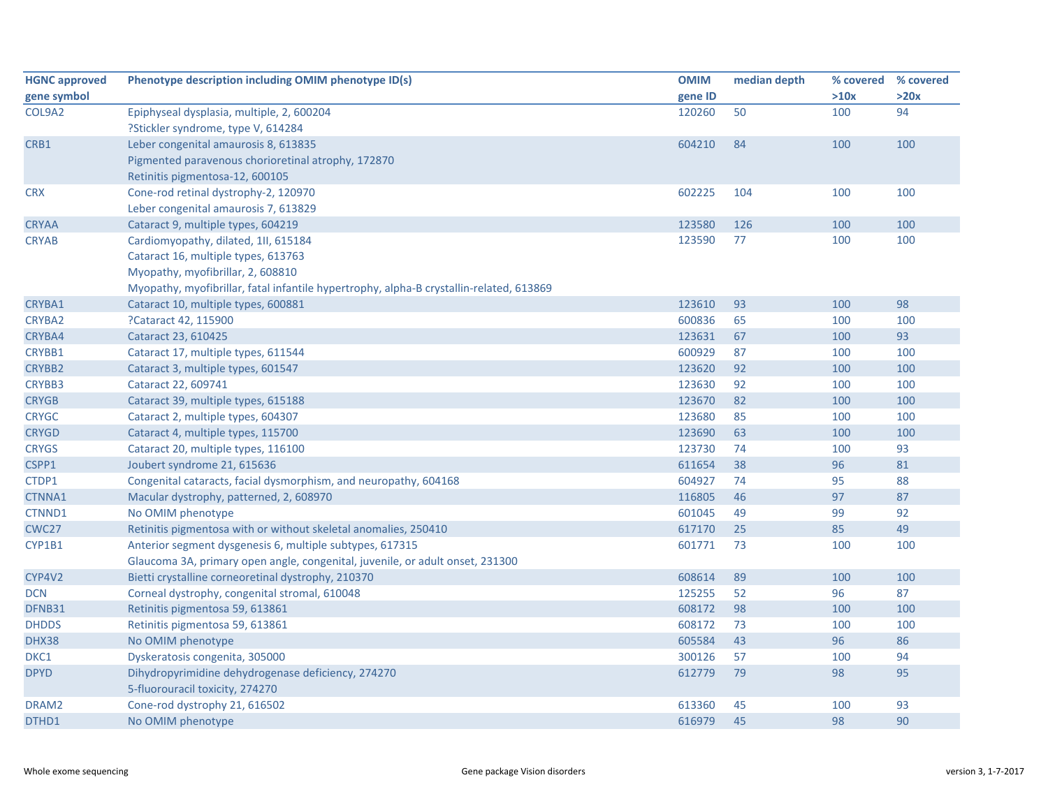| HGNC approved gene symbol | Phenotype description including OMIM phenotype ID(s) | OMIM gene ID | median depth | % covered >10x | % covered >20x |
|---|---|---|---|---|---|
| COL9A2 | Epiphyseal dysplasia, multiple, 2, 600204<br>?Stickler syndrome, type V, 614284 | 120260 | 50 | 100 | 94 |
| CRB1 | Leber congenital amaurosis 8, 613835<br>Pigmented paravenous chorioretinal atrophy, 172870<br>Retinitis pigmentosa-12, 600105 | 604210 | 84 | 100 | 100 |
| CRX | Cone-rod retinal dystrophy-2, 120970<br>Leber congenital amaurosis 7, 613829 | 602225 | 104 | 100 | 100 |
| CRYAA | Cataract 9, multiple types, 604219 | 123580 | 126 | 100 | 100 |
| CRYAB | Cardiomyopathy, dilated, 1II, 615184<br>Cataract 16, multiple types, 613763<br>Myopathy, myofibrillar, 2, 608810<br>Myopathy, myofibrillar, fatal infantile hypertrophy, alpha-B crystallin-related, 613869 | 123590 | 77 | 100 | 100 |
| CRYBA1 | Cataract 10, multiple types, 600881 | 123610 | 93 | 100 | 98 |
| CRYBA2 | ?Cataract 42, 115900 | 600836 | 65 | 100 | 100 |
| CRYBA4 | Cataract 23, 610425 | 123631 | 67 | 100 | 93 |
| CRYBB1 | Cataract 17, multiple types, 611544 | 600929 | 87 | 100 | 100 |
| CRYBB2 | Cataract 3, multiple types, 601547 | 123620 | 92 | 100 | 100 |
| CRYBB3 | Cataract 22, 609741 | 123630 | 92 | 100 | 100 |
| CRYGB | Cataract 39, multiple types, 615188 | 123670 | 82 | 100 | 100 |
| CRYGC | Cataract 2, multiple types, 604307 | 123680 | 85 | 100 | 100 |
| CRYGD | Cataract 4, multiple types, 115700 | 123690 | 63 | 100 | 100 |
| CRYGS | Cataract 20, multiple types, 116100 | 123730 | 74 | 100 | 93 |
| CSPP1 | Joubert syndrome 21, 615636 | 611654 | 38 | 96 | 81 |
| CTDP1 | Congenital cataracts, facial dysmorphism, and neuropathy, 604168 | 604927 | 74 | 95 | 88 |
| CTNNA1 | Macular dystrophy, patterned, 2, 608970 | 116805 | 46 | 97 | 87 |
| CTNND1 | No OMIM phenotype | 601045 | 49 | 99 | 92 |
| CWC27 | Retinitis pigmentosa with or without skeletal anomalies, 250410 | 617170 | 25 | 85 | 49 |
| CYP1B1 | Anterior segment dysgenesis 6, multiple subtypes, 617315<br>Glaucoma 3A, primary open angle, congenital, juvenile, or adult onset, 231300 | 601771 | 73 | 100 | 100 |
| CYP4V2 | Bietti crystalline corneoretinal dystrophy, 210370 | 608614 | 89 | 100 | 100 |
| DCN | Corneal dystrophy, congenital stromal, 610048 | 125255 | 52 | 96 | 87 |
| DFNB31 | Retinitis pigmentosa 59, 613861 | 608172 | 98 | 100 | 100 |
| DHDDS | Retinitis pigmentosa 59, 613861 | 608172 | 73 | 100 | 100 |
| DHX38 | No OMIM phenotype | 605584 | 43 | 96 | 86 |
| DKC1 | Dyskeratosis congenita, 305000 | 300126 | 57 | 100 | 94 |
| DPYD | Dihydropyrimidine dehydrogenase deficiency, 274270<br>5-fluorouracil toxicity, 274270 | 612779 | 79 | 98 | 95 |
| DRAM2 | Cone-rod dystrophy 21, 616502 | 613360 | 45 | 100 | 93 |
| DTHD1 | No OMIM phenotype | 616979 | 45 | 98 | 90 |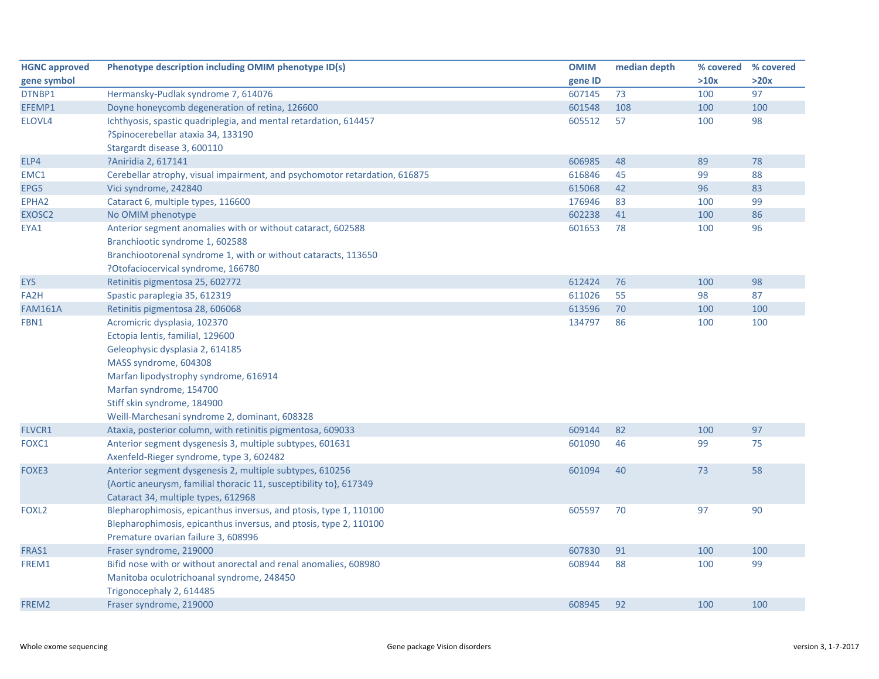| HGNC approved gene symbol | Phenotype description including OMIM phenotype ID(s) | OMIM gene ID | median depth | % covered >10x | % covered >20x |
|---|---|---|---|---|---|
| DTNBP1 | Hermansky-Pudlak syndrome 7, 614076 | 607145 | 73 | 100 | 97 |
| EFEMP1 | Doyne honeycomb degeneration of retina, 126600 | 601548 | 108 | 100 | 100 |
| ELOVL4 | Ichthyosis, spastic quadriplegia, and mental retardation, 614457<br>?Spinocerebellar ataxia 34, 133190<br>Stargardt disease 3, 600110 | 605512 | 57 | 100 | 98 |
| ELP4 | ?Aniridia 2, 617141 | 606985 | 48 | 89 | 78 |
| EMC1 | Cerebellar atrophy, visual impairment, and psychomotor retardation, 616875 | 616846 | 45 | 99 | 88 |
| EPG5 | Vici syndrome, 242840 | 615068 | 42 | 96 | 83 |
| EPHA2 | Cataract 6, multiple types, 116600 | 176946 | 83 | 100 | 99 |
| EXOSC2 | No OMIM phenotype | 602238 | 41 | 100 | 86 |
| EYA1 | Anterior segment anomalies with or without cataract, 602588<br>Branchiootic syndrome 1, 602588<br>Branchiootorenal syndrome 1, with or without cataracts, 113650<br>?Otofaciocervical syndrome, 166780 | 601653 | 78 | 100 | 96 |
| EYS | Retinitis pigmentosa 25, 602772 | 612424 | 76 | 100 | 98 |
| FA2H | Spastic paraplegia 35, 612319 | 611026 | 55 | 98 | 87 |
| FAM161A | Retinitis pigmentosa 28, 606068 | 613596 | 70 | 100 | 100 |
| FBN1 | Acromicric dysplasia, 102370<br>Ectopia lentis, familial, 129600<br>Geleophysic dysplasia 2, 614185<br>MASS syndrome, 604308<br>Marfan lipodystrophy syndrome, 616914<br>Marfan syndrome, 154700<br>Stiff skin syndrome, 184900<br>Weill-Marchesani syndrome 2, dominant, 608328 | 134797 | 86 | 100 | 100 |
| FLVCR1 | Ataxia, posterior column, with retinitis pigmentosa, 609033 | 609144 | 82 | 100 | 97 |
| FOXC1 | Anterior segment dysgenesis 3, multiple subtypes, 601631<br>Axenfeld-Rieger syndrome, type 3, 602482 | 601090 | 46 | 99 | 75 |
| FOXE3 | Anterior segment dysgenesis 2, multiple subtypes, 610256<br>{Aortic aneurysm, familial thoracic 11, susceptibility to}, 617349<br>Cataract 34, multiple types, 612968 | 601094 | 40 | 73 | 58 |
| FOXL2 | Blepharophimosis, epicanthus inversus, and ptosis, type 1, 110100<br>Blepharophimosis, epicanthus inversus, and ptosis, type 2, 110100<br>Premature ovarian failure 3, 608996 | 605597 | 70 | 97 | 90 |
| FRAS1 | Fraser syndrome, 219000 | 607830 | 91 | 100 | 100 |
| FREM1 | Bifid nose with or without anorectal and renal anomalies, 608980<br>Manitoba oculotrichoanal syndrome, 248450<br>Trigonocephaly 2, 614485 | 608944 | 88 | 100 | 99 |
| FREM2 | Fraser syndrome, 219000 | 608945 | 92 | 100 | 100 |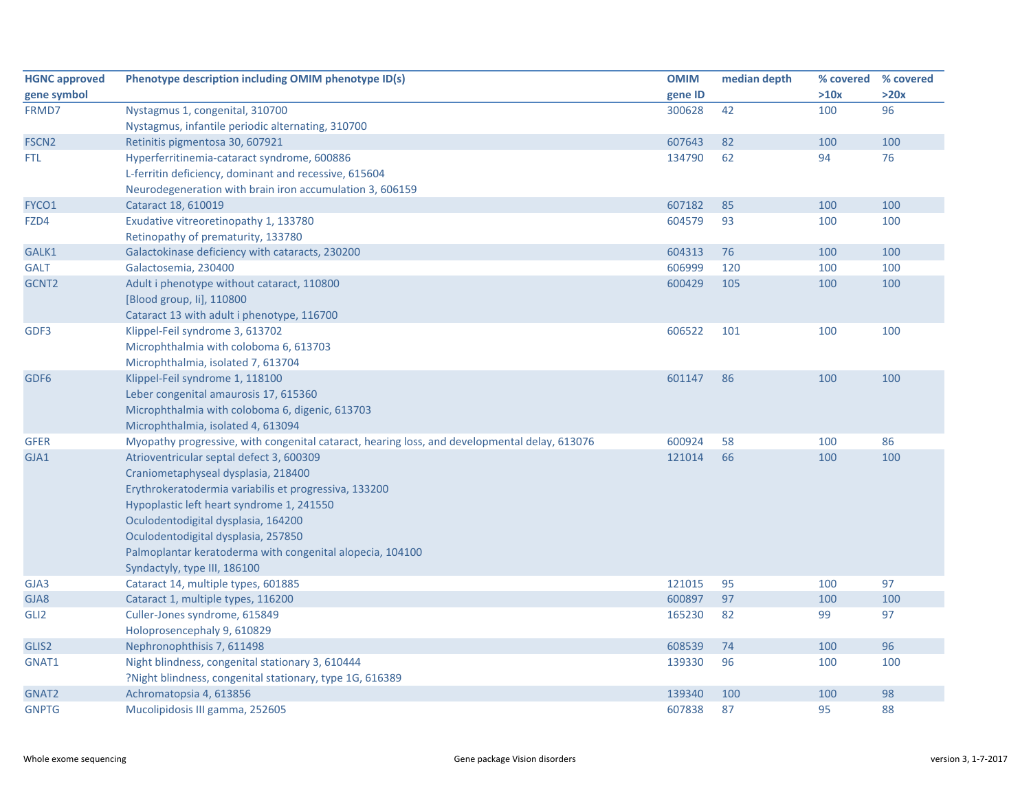| HGNC approved gene symbol | Phenotype description including OMIM phenotype ID(s) | OMIM gene ID | median depth | % covered >10x | % covered >20x |
|---|---|---|---|---|---|
| FRMD7 | Nystagmus 1, congenital, 310700<br>Nystagmus, infantile periodic alternating, 310700 | 300628 | 42 | 100 | 96 |
| FSCN2 | Retinitis pigmentosa 30, 607921 | 607643 | 82 | 100 | 100 |
| FTL | Hyperferritinemia-cataract syndrome, 600886<br>L-ferritin deficiency, dominant and recessive, 615604<br>Neurodegeneration with brain iron accumulation 3, 606159 | 134790 | 62 | 94 | 76 |
| FYCO1 | Cataract 18, 610019 | 607182 | 85 | 100 | 100 |
| FZD4 | Exudative vitreoretinopathy 1, 133780<br>Retinopathy of prematurity, 133780 | 604579 | 93 | 100 | 100 |
| GALK1 | Galactokinase deficiency with cataracts, 230200 | 604313 | 76 | 100 | 100 |
| GALT | Galactosemia, 230400 | 606999 | 120 | 100 | 100 |
| GCNT2 | Adult i phenotype without cataract, 110800<br>[Blood group, Ii], 110800<br>Cataract 13 with adult i phenotype, 116700 | 600429 | 105 | 100 | 100 |
| GDF3 | Klippel-Feil syndrome 3, 613702<br>Microphthalmia with coloboma 6, 613703<br>Microphthalmia, isolated 7, 613704 | 606522 | 101 | 100 | 100 |
| GDF6 | Klippel-Feil syndrome 1, 118100<br>Leber congenital amaurosis 17, 615360<br>Microphthalmia with coloboma 6, digenic, 613703<br>Microphthalmia, isolated 4, 613094 | 601147 | 86 | 100 | 100 |
| GFER | Myopathy progressive, with congenital cataract, hearing loss, and developmental delay, 613076 | 600924 | 58 | 100 | 86 |
| GJA1 | Atrioventricular septal defect 3, 600309<br>Craniometaphyseal dysplasia, 218400<br>Erythrokeratodermia variabilis et progressiva, 133200<br>Hypoplastic left heart syndrome 1, 241550<br>Oculodentodigital dysplasia, 164200<br>Oculodentodigital dysplasia, 257850<br>Palmoplantar keratoderma with congenital alopecia, 104100<br>Syndactyly, type III, 186100 | 121014 | 66 | 100 | 100 |
| GJA3 | Cataract 14, multiple types, 601885 | 121015 | 95 | 100 | 97 |
| GJA8 | Cataract 1, multiple types, 116200 | 600897 | 97 | 100 | 100 |
| GLI2 | Culler-Jones syndrome, 615849<br>Holoprosencephaly 9, 610829 | 165230 | 82 | 99 | 97 |
| GLIS2 | Nephronophthisis 7, 611498 | 608539 | 74 | 100 | 96 |
| GNAT1 | Night blindness, congenital stationary 3, 610444<br>?Night blindness, congenital stationary, type 1G, 616389 | 139330 | 96 | 100 | 100 |
| GNAT2 | Achromatopsia 4, 613856 | 139340 | 100 | 100 | 98 |
| GNPTG | Mucolipidosis III gamma, 252605 | 607838 | 87 | 95 | 88 |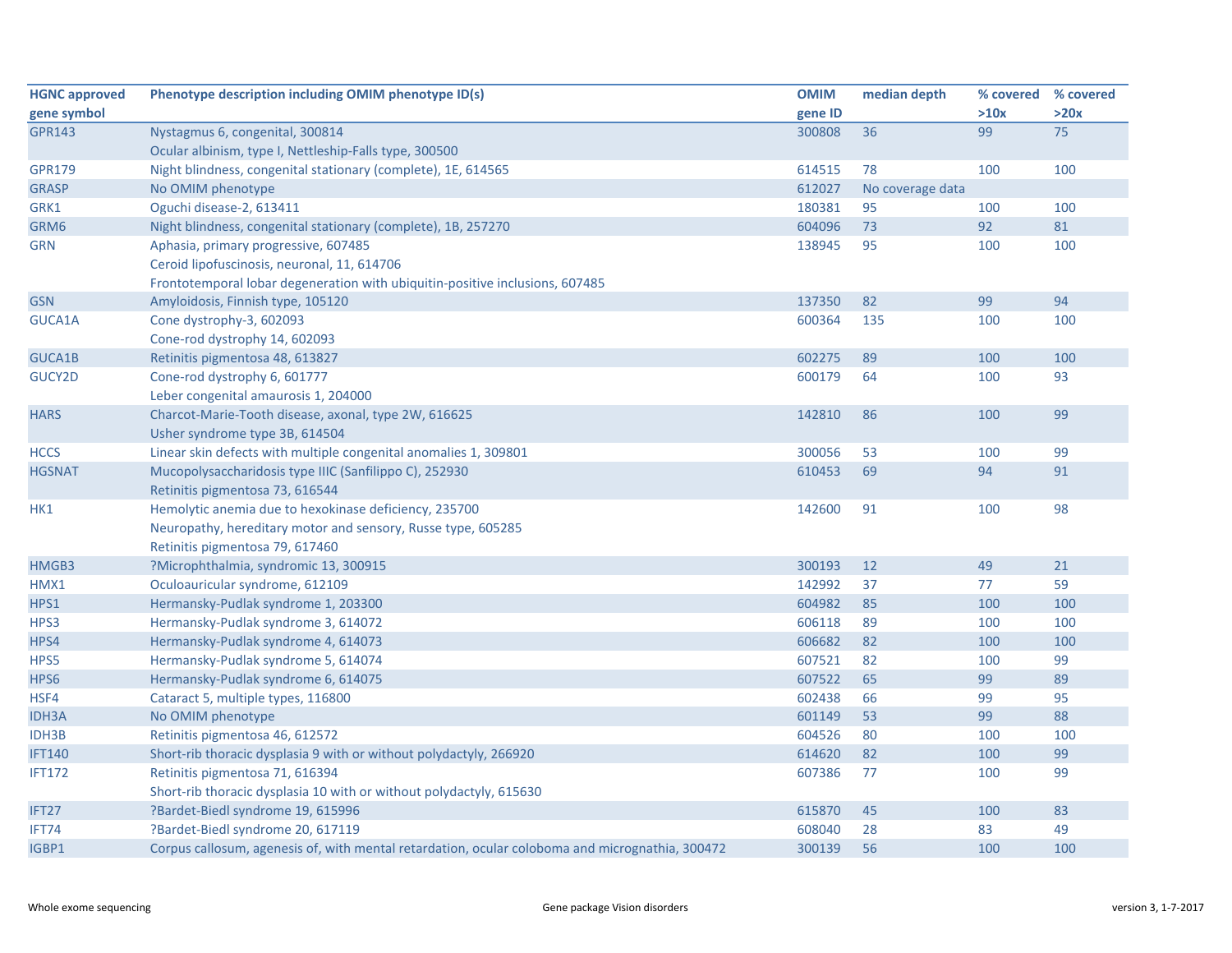| HGNC approved gene symbol | Phenotype description including OMIM phenotype ID(s) | OMIM gene ID | median depth | % covered >10x | % covered >20x |
|---|---|---|---|---|---|
| GPR143 | Nystagmus 6, congenital, 300814<br>Ocular albinism, type I, Nettleship-Falls type, 300500 | 300808 | 36 | 99 | 75 |
| GPR179 | Night blindness, congenital stationary (complete), 1E, 614565 | 614515 | 78 | 100 | 100 |
| GRASP | No OMIM phenotype | 612027 | No coverage data | | |
| GRK1 | Oguchi disease-2, 613411 | 180381 | 95 | 100 | 100 |
| GRM6 | Night blindness, congenital stationary (complete), 1B, 257270 | 604096 | 73 | 92 | 81 |
| GRN | Aphasia, primary progressive, 607485<br>Ceroid lipofuscinosis, neuronal, 11, 614706<br>Frontotemporal lobar degeneration with ubiquitin-positive inclusions, 607485 | 138945 | 95 | 100 | 100 |
| GSN | Amyloidosis, Finnish type, 105120 | 137350 | 82 | 99 | 94 |
| GUCA1A | Cone dystrophy-3, 602093<br>Cone-rod dystrophy 14, 602093 | 600364 | 135 | 100 | 100 |
| GUCA1B | Retinitis pigmentosa 48, 613827 | 602275 | 89 | 100 | 100 |
| GUCY2D | Cone-rod dystrophy 6, 601777<br>Leber congenital amaurosis 1, 204000 | 600179 | 64 | 100 | 93 |
| HARS | Charcot-Marie-Tooth disease, axonal, type 2W, 616625<br>Usher syndrome type 3B, 614504 | 142810 | 86 | 100 | 99 |
| HCCS | Linear skin defects with multiple congenital anomalies 1, 309801 | 300056 | 53 | 100 | 99 |
| HGSNAT | Mucopolysaccharidosis type IIIC (Sanfilippo C), 252930<br>Retinitis pigmentosa 73, 616544 | 610453 | 69 | 94 | 91 |
| HK1 | Hemolytic anemia due to hexokinase deficiency, 235700<br>Neuropathy, hereditary motor and sensory, Russe type, 605285<br>Retinitis pigmentosa 79, 617460 | 142600 | 91 | 100 | 98 |
| HMGB3 | ?Microphthalmia, syndromic 13, 300915 | 300193 | 12 | 49 | 21 |
| HMX1 | Oculoauricular syndrome, 612109 | 142992 | 37 | 77 | 59 |
| HPS1 | Hermansky-Pudlak syndrome 1, 203300 | 604982 | 85 | 100 | 100 |
| HPS3 | Hermansky-Pudlak syndrome 3, 614072 | 606118 | 89 | 100 | 100 |
| HPS4 | Hermansky-Pudlak syndrome 4, 614073 | 606682 | 82 | 100 | 100 |
| HPS5 | Hermansky-Pudlak syndrome 5, 614074 | 607521 | 82 | 100 | 99 |
| HPS6 | Hermansky-Pudlak syndrome 6, 614075 | 607522 | 65 | 99 | 89 |
| HSF4 | Cataract 5, multiple types, 116800 | 602438 | 66 | 99 | 95 |
| IDH3A | No OMIM phenotype | 601149 | 53 | 99 | 88 |
| IDH3B | Retinitis pigmentosa 46, 612572 | 604526 | 80 | 100 | 100 |
| IFT140 | Short-rib thoracic dysplasia 9 with or without polydactyly, 266920 | 614620 | 82 | 100 | 99 |
| IFT172 | Retinitis pigmentosa 71, 616394<br>Short-rib thoracic dysplasia 10 with or without polydactyly, 615630 | 607386 | 77 | 100 | 99 |
| IFT27 | ?Bardet-Biedl syndrome 19, 615996 | 615870 | 45 | 100 | 83 |
| IFT74 | ?Bardet-Biedl syndrome 20, 617119 | 608040 | 28 | 83 | 49 |
| IGBP1 | Corpus callosum, agenesis of, with mental retardation, ocular coloboma and micrognathia, 300472 | 300139 | 56 | 100 | 100 |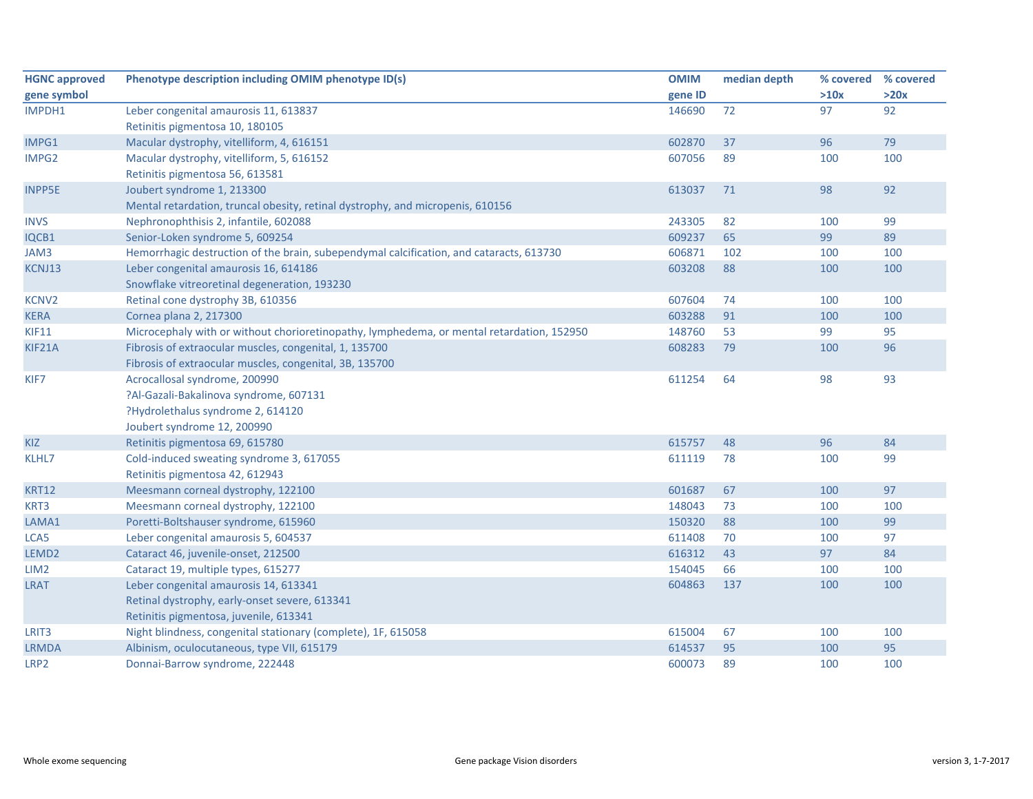| HGNC approved gene symbol | Phenotype description including OMIM phenotype ID(s) | OMIM gene ID | median depth | % covered >10x | % covered >20x |
|---|---|---|---|---|---|
| IMPDH1 | Leber congenital amaurosis 11, 613837<br>Retinitis pigmentosa 10, 180105 | 146690 | 72 | 97 | 92 |
| IMPG1 | Macular dystrophy, vitelliform, 4, 616151 | 602870 | 37 | 96 | 79 |
| IMPG2 | Macular dystrophy, vitelliform, 5, 616152<br>Retinitis pigmentosa 56, 613581 | 607056 | 89 | 100 | 100 |
| INPP5E | Joubert syndrome 1, 213300<br>Mental retardation, truncal obesity, retinal dystrophy, and micropenis, 610156 | 613037 | 71 | 98 | 92 |
| INVS | Nephronophthisis 2, infantile, 602088 | 243305 | 82 | 100 | 99 |
| IQCB1 | Senior-Loken syndrome 5, 609254 | 609237 | 65 | 99 | 89 |
| JAM3 | Hemorrhagic destruction of the brain, subependymal calcification, and cataracts, 613730 | 606871 | 102 | 100 | 100 |
| KCNJ13 | Leber congenital amaurosis 16, 614186<br>Snowflake vitreoretinal degeneration, 193230 | 603208 | 88 | 100 | 100 |
| KCNV2 | Retinal cone dystrophy 3B, 610356 | 607604 | 74 | 100 | 100 |
| KERA | Cornea plana 2, 217300 | 603288 | 91 | 100 | 100 |
| KIF11 | Microcephaly with or without chorioretinopathy, lymphedema, or mental retardation, 152950 | 148760 | 53 | 99 | 95 |
| KIF21A | Fibrosis of extraocular muscles, congenital, 1, 135700<br>Fibrosis of extraocular muscles, congenital, 3B, 135700 | 608283 | 79 | 100 | 96 |
| KIF7 | Acrocallosal syndrome, 200990<br>?Al-Gazali-Bakalinova syndrome, 607131<br>?Hydrolethalus syndrome 2, 614120<br>Joubert syndrome 12, 200990 | 611254 | 64 | 98 | 93 |
| KIZ | Retinitis pigmentosa 69, 615780 | 615757 | 48 | 96 | 84 |
| KLHL7 | Cold-induced sweating syndrome 3, 617055<br>Retinitis pigmentosa 42, 612943 | 611119 | 78 | 100 | 99 |
| KRT12 | Meesmann corneal dystrophy, 122100 | 601687 | 67 | 100 | 97 |
| KRT3 | Meesmann corneal dystrophy, 122100 | 148043 | 73 | 100 | 100 |
| LAMA1 | Poretti-Boltshauser syndrome, 615960 | 150320 | 88 | 100 | 99 |
| LCA5 | Leber congenital amaurosis 5, 604537 | 611408 | 70 | 100 | 97 |
| LEMD2 | Cataract 46, juvenile-onset, 212500 | 616312 | 43 | 97 | 84 |
| LIM2 | Cataract 19, multiple types, 615277 | 154045 | 66 | 100 | 100 |
| LRAT | Leber congenital amaurosis 14, 613341<br>Retinal dystrophy, early-onset severe, 613341<br>Retinitis pigmentosa, juvenile, 613341 | 604863 | 137 | 100 | 100 |
| LRIT3 | Night blindness, congenital stationary (complete), 1F, 615058 | 615004 | 67 | 100 | 100 |
| LRMDA | Albinism, oculocutaneous, type VII, 615179 | 614537 | 95 | 100 | 95 |
| LRP2 | Donnai-Barrow syndrome, 222448 | 600073 | 89 | 100 | 100 |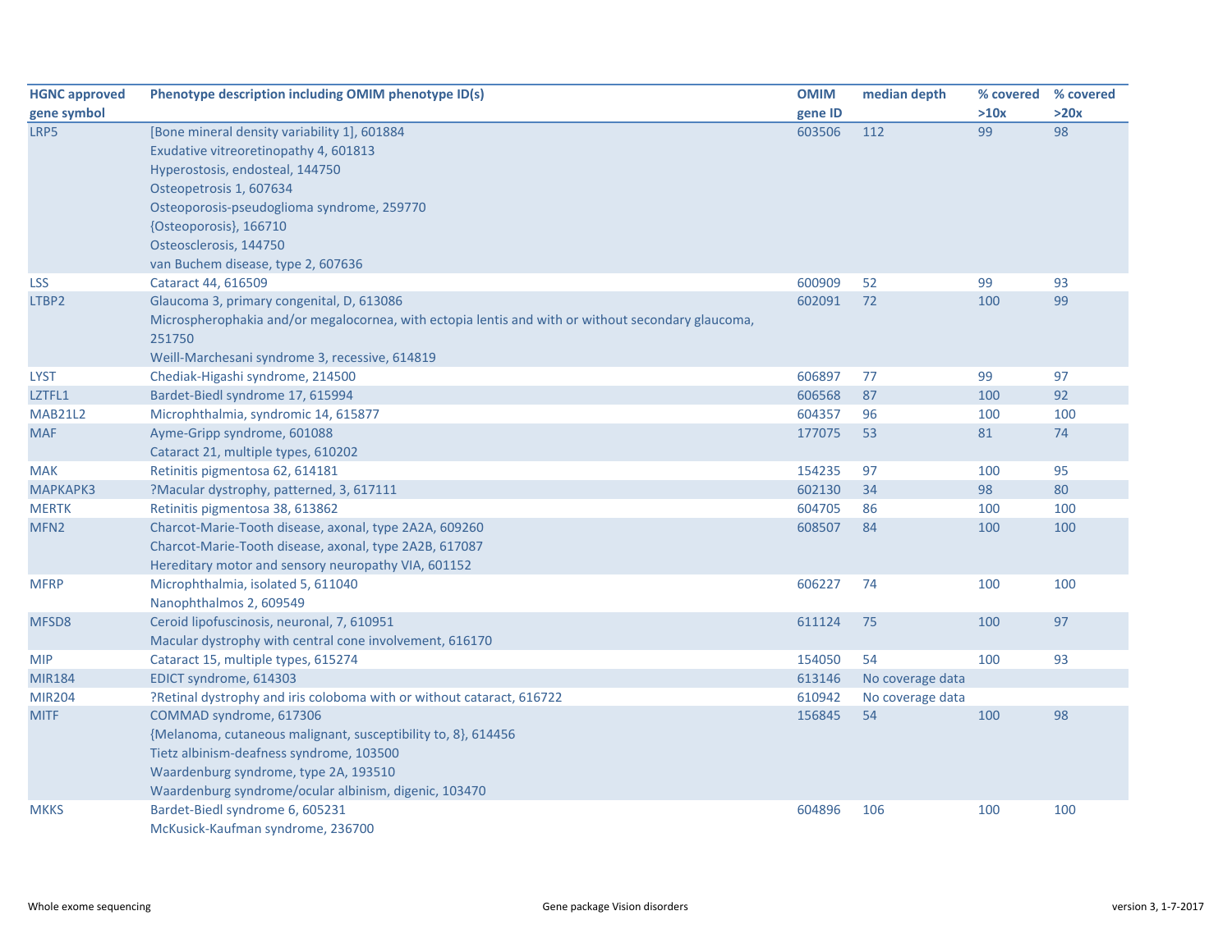| HGNC approved gene symbol | Phenotype description including OMIM phenotype ID(s) | OMIM gene ID | median depth | % covered >10x | % covered >20x |
|---|---|---|---|---|---|
| LRP5 | [Bone mineral density variability 1], 601884<br>Exudative vitreoretinopathy 4, 601813<br>Hyperostosis, endosteal, 144750<br>Osteopetrosis 1, 607634<br>Osteoporosis-pseudoglioma syndrome, 259770<br>{Osteoporosis}, 166710<br>Osteosclerosis, 144750<br>van Buchem disease, type 2, 607636 | 603506 | 112 | 99 | 98 |
| LSS | Cataract 44, 616509 | 600909 | 52 | 99 | 93 |
| LTBP2 | Glaucoma 3, primary congenital, D, 613086<br>Microspherophakia and/or megalocornea, with ectopia lentis and with or without secondary glaucoma, 251750<br>Weill-Marchesani syndrome 3, recessive, 614819 | 602091 | 72 | 100 | 99 |
| LYST | Chediak-Higashi syndrome, 214500 | 606897 | 77 | 99 | 97 |
| LZTFL1 | Bardet-Biedl syndrome 17, 615994 | 606568 | 87 | 100 | 92 |
| MAB21L2 | Microphthalmia, syndromic 14, 615877 | 604357 | 96 | 100 | 100 |
| MAF | Ayme-Gripp syndrome, 601088<br>Cataract 21, multiple types, 610202 | 177075 | 53 | 81 | 74 |
| MAK | Retinitis pigmentosa 62, 614181 | 154235 | 97 | 100 | 95 |
| MAPKAPK3 | ?Macular dystrophy, patterned, 3, 617111 | 602130 | 34 | 98 | 80 |
| MERTK | Retinitis pigmentosa 38, 613862 | 604705 | 86 | 100 | 100 |
| MFN2 | Charcot-Marie-Tooth disease, axonal, type 2A2A, 609260<br>Charcot-Marie-Tooth disease, axonal, type 2A2B, 617087<br>Hereditary motor and sensory neuropathy VIA, 601152 | 608507 | 84 | 100 | 100 |
| MFRP | Microphthalmia, isolated 5, 611040<br>Nanophthalmos 2, 609549 | 606227 | 74 | 100 | 100 |
| MFSD8 | Ceroid lipofuscinosis, neuronal, 7, 610951<br>Macular dystrophy with central cone involvement, 616170 | 611124 | 75 | 100 | 97 |
| MIP | Cataract 15, multiple types, 615274 | 154050 | 54 | 100 | 93 |
| MIR184 | EDICT syndrome, 614303 | 613146 | No coverage data | | |
| MIR204 | ?Retinal dystrophy and iris coloboma with or without cataract, 616722 | 610942 | No coverage data | | |
| MITF | COMMAD syndrome, 617306<br>{Melanoma, cutaneous malignant, susceptibility to, 8}, 614456<br>Tietz albinism-deafness syndrome, 103500<br>Waardenburg syndrome, type 2A, 193510<br>Waardenburg syndrome/ocular albinism, digenic, 103470 | 156845 | 54 | 100 | 98 |
| MKKS | Bardet-Biedl syndrome 6, 605231<br>McKusick-Kaufman syndrome, 236700 | 604896 | 106 | 100 | 100 |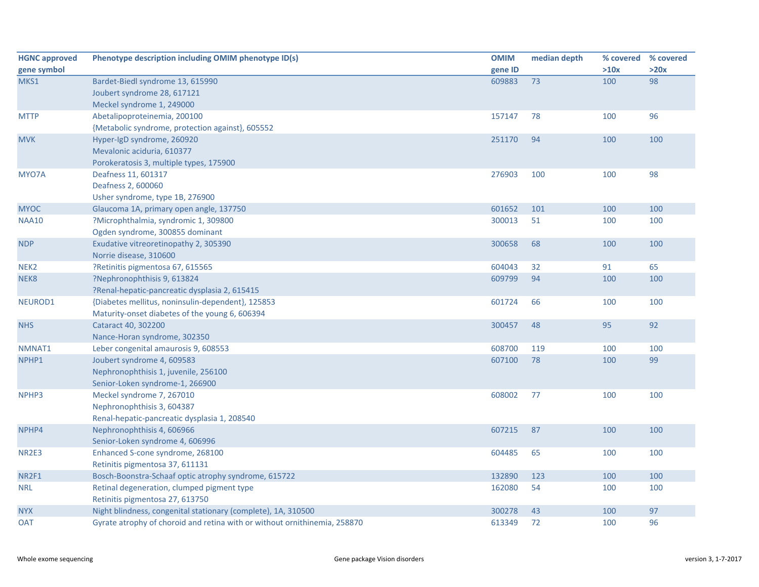| HGNC approved gene symbol | Phenotype description including OMIM phenotype ID(s) | OMIM gene ID | median depth | % covered >10x | % covered >20x |
|---|---|---|---|---|---|
| MKS1 | Bardet-Biedl syndrome 13, 615990<br>Joubert syndrome 28, 617121<br>Meckel syndrome 1, 249000 | 609883 | 73 | 100 | 98 |
| MTTP | Abetalipoproteinemia, 200100<br>{Metabolic syndrome, protection against}, 605552 | 157147 | 78 | 100 | 96 |
| MVK | Hyper-IgD syndrome, 260920<br>Mevalonic aciduria, 610377<br>Porokeratosis 3, multiple types, 175900 | 251170 | 94 | 100 | 100 |
| MYO7A | Deafness 11, 601317<br>Deafness 2, 600060<br>Usher syndrome, type 1B, 276900 | 276903 | 100 | 100 | 98 |
| MYOC | Glaucoma 1A, primary open angle, 137750 | 601652 | 101 | 100 | 100 |
| NAA10 | ?Microphthalmia, syndromic 1, 309800<br>Ogden syndrome, 300855 dominant | 300013 | 51 | 100 | 100 |
| NDP | Exudative vitreoretinopathy 2, 305390<br>Norrie disease, 310600 | 300658 | 68 | 100 | 100 |
| NEK2 | ?Retinitis pigmentosa 67, 615565 | 604043 | 32 | 91 | 65 |
| NEK8 | ?Nephronophthisis 9, 613824<br>?Renal-hepatic-pancreatic dysplasia 2, 615415 | 609799 | 94 | 100 | 100 |
| NEUROD1 | {Diabetes mellitus, noninsulin-dependent}, 125853<br>Maturity-onset diabetes of the young 6, 606394 | 601724 | 66 | 100 | 100 |
| NHS | Cataract 40, 302200<br>Nance-Horan syndrome, 302350 | 300457 | 48 | 95 | 92 |
| NMNAT1 | Leber congenital amaurosis 9, 608553 | 608700 | 119 | 100 | 100 |
| NPHP1 | Joubert syndrome 4, 609583<br>Nephronophthisis 1, juvenile, 256100<br>Senior-Loken syndrome-1, 266900 | 607100 | 78 | 100 | 99 |
| NPHP3 | Meckel syndrome 7, 267010<br>Nephronophthisis 3, 604387<br>Renal-hepatic-pancreatic dysplasia 1, 208540 | 608002 | 77 | 100 | 100 |
| NPHP4 | Nephronophthisis 4, 606966<br>Senior-Loken syndrome 4, 606996 | 607215 | 87 | 100 | 100 |
| NR2E3 | Enhanced S-cone syndrome, 268100<br>Retinitis pigmentosa 37, 611131 | 604485 | 65 | 100 | 100 |
| NR2F1 | Bosch-Boonstra-Schaaf optic atrophy syndrome, 615722 | 132890 | 123 | 100 | 100 |
| NRL | Retinal degeneration, clumped pigment type<br>Retinitis pigmentosa 27, 613750 | 162080 | 54 | 100 | 100 |
| NYX | Night blindness, congenital stationary (complete), 1A, 310500 | 300278 | 43 | 100 | 97 |
| OAT | Gyrate atrophy of choroid and retina with or without ornithinemia, 258870 | 613349 | 72 | 100 | 96 |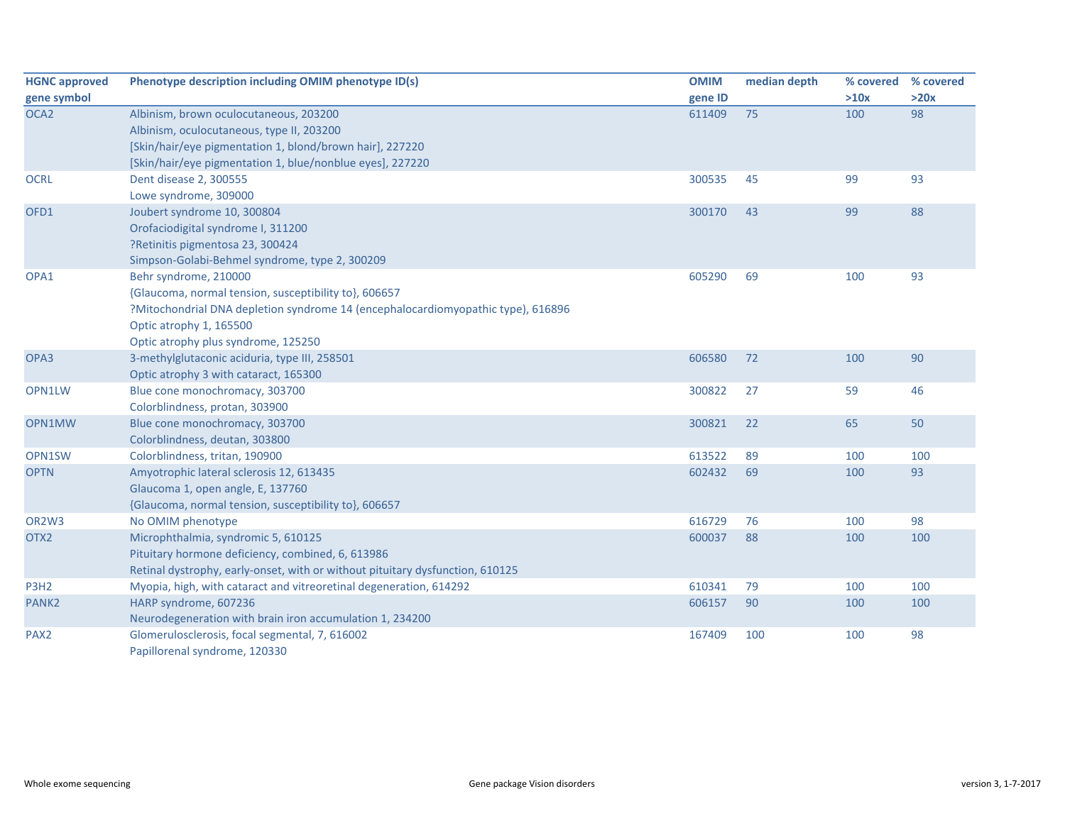| HGNC approved gene symbol | Phenotype description including OMIM phenotype ID(s) | OMIM gene ID | median depth | % covered >10x | % covered >20x |
|---|---|---|---|---|---|
| OCA2 | Albinism, brown oculocutaneous, 203200<br>Albinism, oculocutaneous, type II, 203200<br>[Skin/hair/eye pigmentation 1, blond/brown hair], 227220<br>[Skin/hair/eye pigmentation 1, blue/nonblue eyes], 227220 | 611409 | 75 | 100 | 98 |
| OCRL | Dent disease 2, 300555<br>Lowe syndrome, 309000 | 300535 | 45 | 99 | 93 |
| OFD1 | Joubert syndrome 10, 300804<br>Orofaciodigital syndrome I, 311200<br>?Retinitis pigmentosa 23, 300424<br>Simpson-Golabi-Behmel syndrome, type 2, 300209 | 300170 | 43 | 99 | 88 |
| OPA1 | Behr syndrome, 210000<br>{Glaucoma, normal tension, susceptibility to}, 606657<br>?Mitochondrial DNA depletion syndrome 14 (encephalocardiomyopathic type), 616896<br>Optic atrophy 1, 165500<br>Optic atrophy plus syndrome, 125250 | 605290 | 69 | 100 | 93 |
| OPA3 | 3-methylglutaconic aciduria, type III, 258501<br>Optic atrophy 3 with cataract, 165300 | 606580 | 72 | 100 | 90 |
| OPN1LW | Blue cone monochromacy, 303700<br>Colorblindness, protan, 303900 | 300822 | 27 | 59 | 46 |
| OPN1MW | Blue cone monochromacy, 303700<br>Colorblindness, deutan, 303800 | 300821 | 22 | 65 | 50 |
| OPN1SW | Colorblindness, tritan, 190900 | 613522 | 89 | 100 | 100 |
| OPTN | Amyotrophic lateral sclerosis 12, 613435<br>Glaucoma 1, open angle, E, 137760<br>{Glaucoma, normal tension, susceptibility to}, 606657 | 602432 | 69 | 100 | 93 |
| OR2W3 | No OMIM phenotype | 616729 | 76 | 100 | 98 |
| OTX2 | Microphthalmia, syndromic 5, 610125<br>Pituitary hormone deficiency, combined, 6, 613986<br>Retinal dystrophy, early-onset, with or without pituitary dysfunction, 610125 | 600037 | 88 | 100 | 100 |
| P3H2 | Myopia, high, with cataract and vitreoretinal degeneration, 614292 | 610341 | 79 | 100 | 100 |
| PANK2 | HARP syndrome, 607236<br>Neurodegeneration with brain iron accumulation 1, 234200 | 606157 | 90 | 100 | 100 |
| PAX2 | Glomerulosclerosis, focal segmental, 7, 616002<br>Papillorenal syndrome, 120330 | 167409 | 100 | 100 | 98 |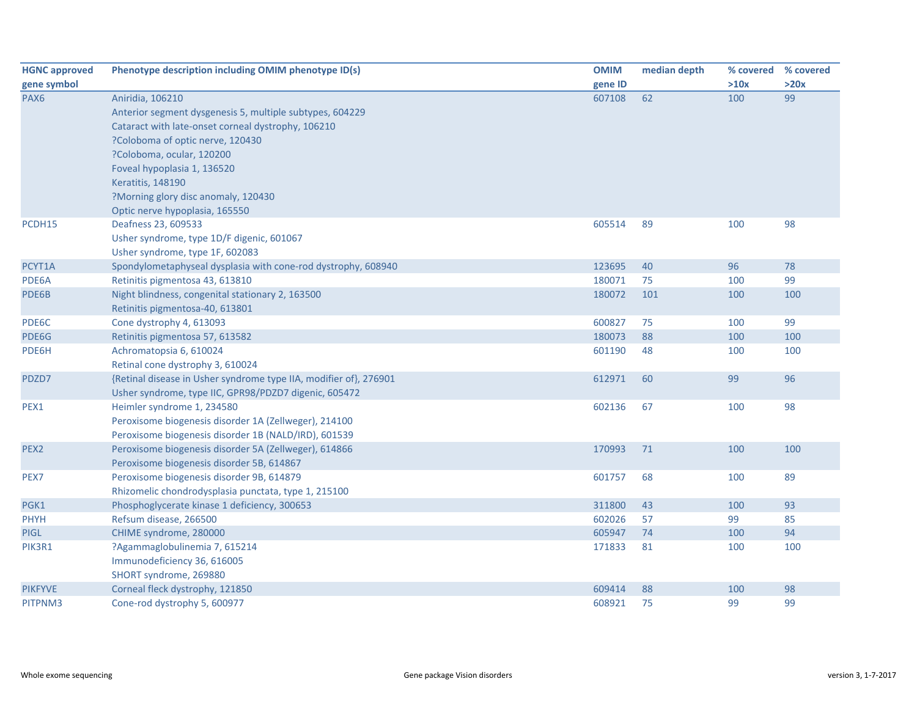| HGNC approved gene symbol | Phenotype description including OMIM phenotype ID(s) | OMIM gene ID | median depth | % covered >10x | % covered >20x |
|---|---|---|---|---|---|
| PAX6 | Aniridia, 106210<br>Anterior segment dysgenesis 5, multiple subtypes, 604229<br>Cataract with late-onset corneal dystrophy, 106210<br>?Coloboma of optic nerve, 120430<br>?Coloboma, ocular, 120200<br>Foveal hypoplasia 1, 136520<br>Keratitis, 148190<br>?Morning glory disc anomaly, 120430<br>Optic nerve hypoplasia, 165550 | 607108 | 62 | 100 | 99 |
| PCDH15 | Deafness 23, 609533<br>Usher syndrome, type 1D/F digenic, 601067<br>Usher syndrome, type 1F, 602083 | 605514 | 89 | 100 | 98 |
| PCYT1A | Spondylometaphyseal dysplasia with cone-rod dystrophy, 608940 | 123695 | 40 | 96 | 78 |
| PDE6A | Retinitis pigmentosa 43, 613810 | 180071 | 75 | 100 | 99 |
| PDE6B | Night blindness, congenital stationary 2, 163500<br>Retinitis pigmentosa-40, 613801 | 180072 | 101 | 100 | 100 |
| PDE6C | Cone dystrophy 4, 613093 | 600827 | 75 | 100 | 99 |
| PDE6G | Retinitis pigmentosa 57, 613582 | 180073 | 88 | 100 | 100 |
| PDE6H | Achromatopsia 6, 610024<br>Retinal cone dystrophy 3, 610024 | 601190 | 48 | 100 | 100 |
| PDZD7 | {Retinal disease in Usher syndrome type IIA, modifier of}, 276901<br>Usher syndrome, type IIC, GPR98/PDZD7 digenic, 605472 | 612971 | 60 | 99 | 96 |
| PEX1 | Heimler syndrome 1, 234580<br>Peroxisome biogenesis disorder 1A (Zellweger), 214100<br>Peroxisome biogenesis disorder 1B (NALD/IRD), 601539 | 602136 | 67 | 100 | 98 |
| PEX2 | Peroxisome biogenesis disorder 5A (Zellweger), 614866<br>Peroxisome biogenesis disorder 5B, 614867 | 170993 | 71 | 100 | 100 |
| PEX7 | Peroxisome biogenesis disorder 9B, 614879<br>Rhizomelic chondrodysplasia punctata, type 1, 215100 | 601757 | 68 | 100 | 89 |
| PGK1 | Phosphoglycerate kinase 1 deficiency, 300653 | 311800 | 43 | 100 | 93 |
| PHYH | Refsum disease, 266500 | 602026 | 57 | 99 | 85 |
| PIGL | CHIME syndrome, 280000 | 605947 | 74 | 100 | 94 |
| PIK3R1 | ?Agammaglobulinemia 7, 615214<br>Immunodeficiency 36, 616005<br>SHORT syndrome, 269880 | 171833 | 81 | 100 | 100 |
| PIKFYVE | Corneal fleck dystrophy, 121850 | 609414 | 88 | 100 | 98 |
| PITPNM3 | Cone-rod dystrophy 5, 600977 | 608921 | 75 | 99 | 99 |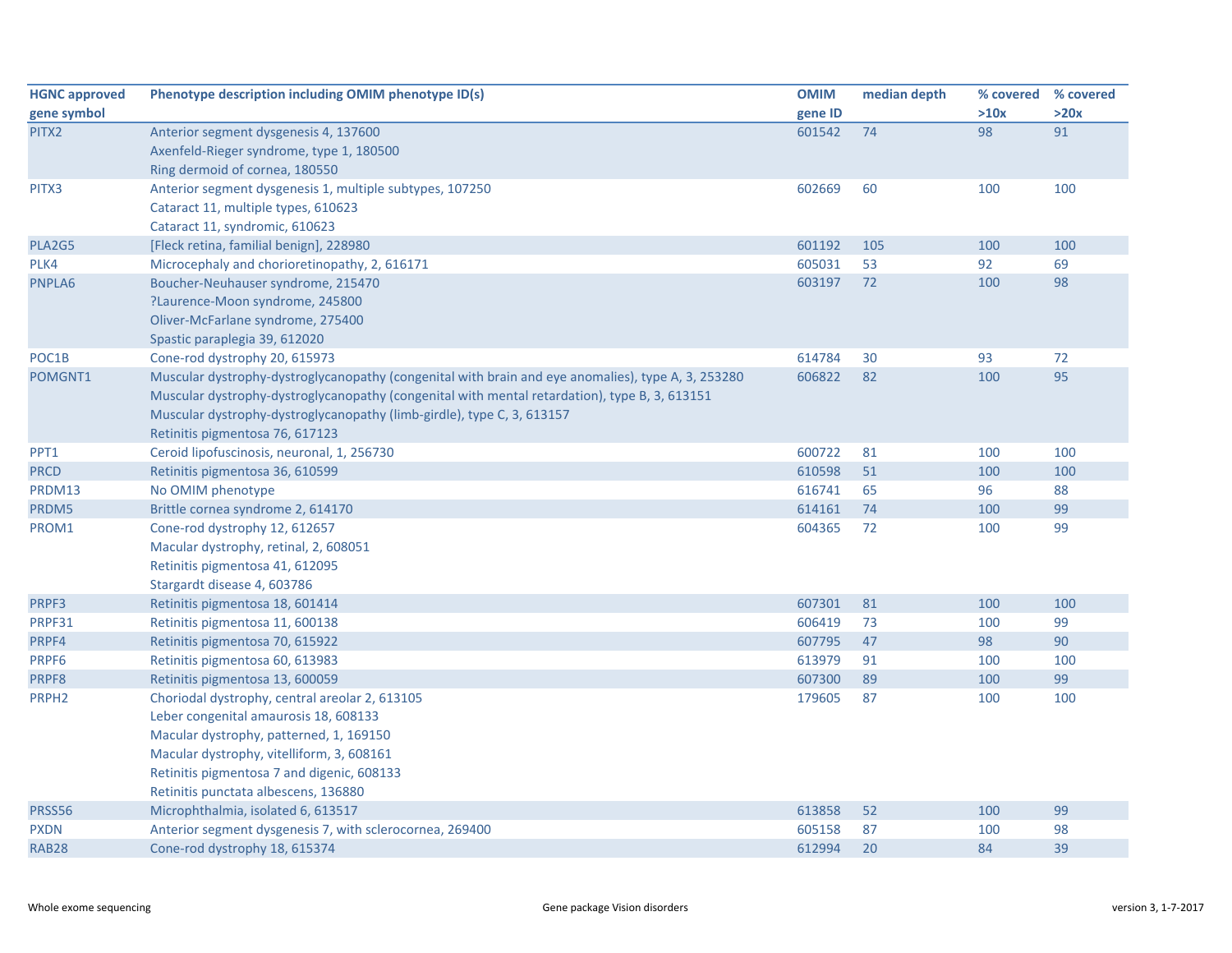| HGNC approved gene symbol | Phenotype description including OMIM phenotype ID(s) | OMIM gene ID | median depth | % covered >10x | % covered >20x |
|---|---|---|---|---|---|
| PITX2 | Anterior segment dysgenesis 4, 137600<br>Axenfeld-Rieger syndrome, type 1, 180500<br>Ring dermoid of cornea, 180550 | 601542 | 74 | 98 | 91 |
| PITX3 | Anterior segment dysgenesis 1, multiple subtypes, 107250<br>Cataract 11, multiple types, 610623<br>Cataract 11, syndromic, 610623 | 602669 | 60 | 100 | 100 |
| PLA2G5 | [Fleck retina, familial benign], 228980 | 601192 | 105 | 100 | 100 |
| PLK4 | Microcephaly and chorioretinopathy, 2, 616171 | 605031 | 53 | 92 | 69 |
| PNPLA6 | Boucher-Neuhauser syndrome, 215470<br>?Laurence-Moon syndrome, 245800<br>Oliver-McFarlane syndrome, 275400<br>Spastic paraplegia 39, 612020 | 603197 | 72 | 100 | 98 |
| POC1B | Cone-rod dystrophy 20, 615973 | 614784 | 30 | 93 | 72 |
| POMGNT1 | Muscular dystrophy-dystroglycanopathy (congenital with brain and eye anomalies), type A, 3, 253280<br>Muscular dystrophy-dystroglycanopathy (congenital with mental retardation), type B, 3, 613151<br>Muscular dystrophy-dystroglycanopathy (limb-girdle), type C, 3, 613157<br>Retinitis pigmentosa 76, 617123 | 606822 | 82 | 100 | 95 |
| PPT1 | Ceroid lipofuscinosis, neuronal, 1, 256730 | 600722 | 81 | 100 | 100 |
| PRCD | Retinitis pigmentosa 36, 610599 | 610598 | 51 | 100 | 100 |
| PRDM13 | No OMIM phenotype | 616741 | 65 | 96 | 88 |
| PRDM5 | Brittle cornea syndrome 2, 614170 | 614161 | 74 | 100 | 99 |
| PROM1 | Cone-rod dystrophy 12, 612657<br>Macular dystrophy, retinal, 2, 608051<br>Retinitis pigmentosa 41, 612095<br>Stargardt disease 4, 603786 | 604365 | 72 | 100 | 99 |
| PRPF3 | Retinitis pigmentosa 18, 601414 | 607301 | 81 | 100 | 100 |
| PRPF31 | Retinitis pigmentosa 11, 600138 | 606419 | 73 | 100 | 99 |
| PRPF4 | Retinitis pigmentosa 70, 615922 | 607795 | 47 | 98 | 90 |
| PRPF6 | Retinitis pigmentosa 60, 613983 | 613979 | 91 | 100 | 100 |
| PRPF8 | Retinitis pigmentosa 13, 600059 | 607300 | 89 | 100 | 99 |
| PRPH2 | Choriodal dystrophy, central areolar 2, 613105<br>Leber congenital amaurosis 18, 608133<br>Macular dystrophy, patterned, 1, 169150<br>Macular dystrophy, vitelliform, 3, 608161<br>Retinitis pigmentosa 7 and digenic, 608133<br>Retinitis punctata albescens, 136880 | 179605 | 87 | 100 | 100 |
| PRSS56 | Microphthalmia, isolated 6, 613517 | 613858 | 52 | 100 | 99 |
| PXDN | Anterior segment dysgenesis 7, with sclerocornea, 269400 | 605158 | 87 | 100 | 98 |
| RAB28 | Cone-rod dystrophy 18, 615374 | 612994 | 20 | 84 | 39 |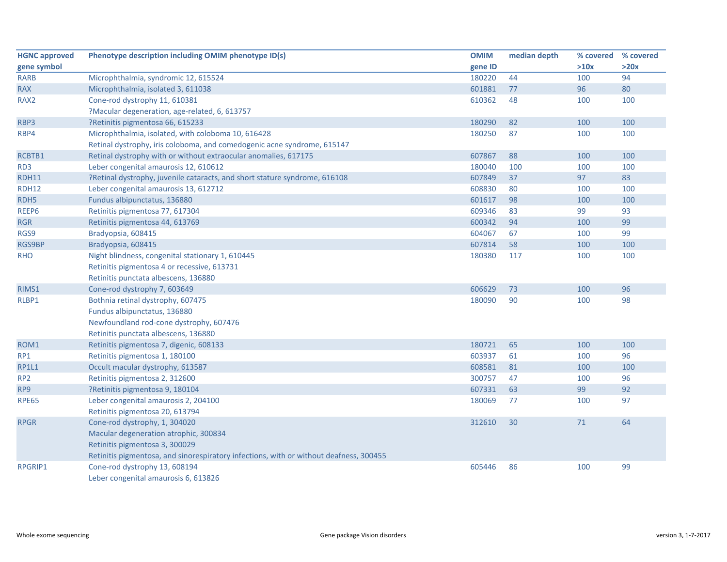| HGNC approved gene symbol | Phenotype description including OMIM phenotype ID(s) | OMIM gene ID | median depth | % covered >10x | % covered >20x |
|---|---|---|---|---|---|
| RARB | Microphthalmia, syndromic 12, 615524 | 180220 | 44 | 100 | 94 |
| RAX | Microphthalmia, isolated 3, 611038 | 601881 | 77 | 96 | 80 |
| RAX2 | Cone-rod dystrophy 11, 610381<br>?Macular degeneration, age-related, 6, 613757 | 610362 | 48 | 100 | 100 |
| RBP3 | ?Retinitis pigmentosa 66, 615233 | 180290 | 82 | 100 | 100 |
| RBP4 | Microphthalmia, isolated, with coloboma 10, 616428<br>Retinal dystrophy, iris coloboma, and comedogenic acne syndrome, 615147 | 180250 | 87 | 100 | 100 |
| RCBTB1 | Retinal dystrophy with or without extraocular anomalies, 617175 | 607867 | 88 | 100 | 100 |
| RD3 | Leber congenital amaurosis 12, 610612 | 180040 | 100 | 100 | 100 |
| RDH11 | ?Retinal dystrophy, juvenile cataracts, and short stature syndrome, 616108 | 607849 | 37 | 97 | 83 |
| RDH12 | Leber congenital amaurosis 13, 612712 | 608830 | 80 | 100 | 100 |
| RDH5 | Fundus albipunctatus, 136880 | 601617 | 98 | 100 | 100 |
| REEP6 | Retinitis pigmentosa 77, 617304 | 609346 | 83 | 99 | 93 |
| RGR | Retinitis pigmentosa 44, 613769 | 600342 | 94 | 100 | 99 |
| RGS9 | Bradyopsia, 608415 | 604067 | 67 | 100 | 99 |
| RGS9BP | Bradyopsia, 608415 | 607814 | 58 | 100 | 100 |
| RHO | Night blindness, congenital stationary 1, 610445<br>Retinitis pigmentosa 4 or recessive, 613731<br>Retinitis punctata albescens, 136880 | 180380 | 117 | 100 | 100 |
| RIMS1 | Cone-rod dystrophy 7, 603649 | 606629 | 73 | 100 | 96 |
| RLBP1 | Bothnia retinal dystrophy, 607475<br>Fundus albipunctatus, 136880<br>Newfoundland rod-cone dystrophy, 607476<br>Retinitis punctata albescens, 136880 | 180090 | 90 | 100 | 98 |
| ROM1 | Retinitis pigmentosa 7, digenic, 608133 | 180721 | 65 | 100 | 100 |
| RP1 | Retinitis pigmentosa 1, 180100 | 603937 | 61 | 100 | 96 |
| RP1L1 | Occult macular dystrophy, 613587 | 608581 | 81 | 100 | 100 |
| RP2 | Retinitis pigmentosa 2, 312600 | 300757 | 47 | 100 | 96 |
| RP9 | ?Retinitis pigmentosa 9, 180104 | 607331 | 63 | 99 | 92 |
| RPE65 | Leber congenital amaurosis 2, 204100<br>Retinitis pigmentosa 20, 613794 | 180069 | 77 | 100 | 97 |
| RPGR | Cone-rod dystrophy, 1, 304020<br>Macular degeneration atrophic, 300834<br>Retinitis pigmentosa 3, 300029<br>Retinitis pigmentosa, and sinorespiratory infections, with or without deafness, 300455 | 312610 | 30 | 71 | 64 |
| RPGRIP1 | Cone-rod dystrophy 13, 608194<br>Leber congenital amaurosis 6, 613826 | 605446 | 86 | 100 | 99 |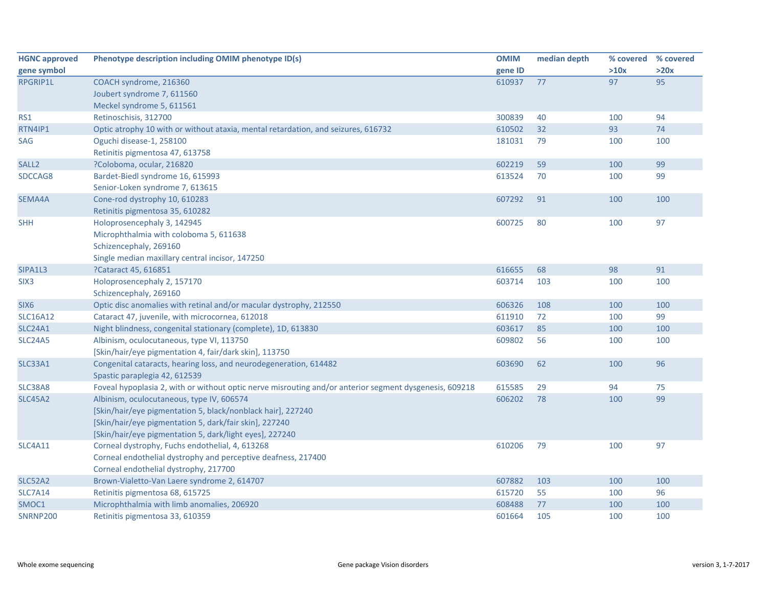| HGNC approved gene symbol | Phenotype description including OMIM phenotype ID(s) | OMIM gene ID | median depth | % covered >10x | % covered >20x |
|---|---|---|---|---|---|
| RPGRIP1L | COACH syndrome, 216360<br>Joubert syndrome 7, 611560<br>Meckel syndrome 5, 611561 | 610937 | 77 | 97 | 95 |
| RS1 | Retinoschisis, 312700 | 300839 | 40 | 100 | 94 |
| RTN4IP1 | Optic atrophy 10 with or without ataxia, mental retardation, and seizures, 616732 | 610502 | 32 | 93 | 74 |
| SAG | Oguchi disease-1, 258100<br>Retinitis pigmentosa 47, 613758 | 181031 | 79 | 100 | 100 |
| SALL2 | ?Coloboma, ocular, 216820 | 602219 | 59 | 100 | 99 |
| SDCCAG8 | Bardet-Biedl syndrome 16, 615993<br>Senior-Loken syndrome 7, 613615 | 613524 | 70 | 100 | 99 |
| SEMA4A | Cone-rod dystrophy 10, 610283<br>Retinitis pigmentosa 35, 610282 | 607292 | 91 | 100 | 100 |
| SHH | Holoprosencephaly 3, 142945<br>Microphthalmia with coloboma 5, 611638<br>Schizencephaly, 269160<br>Single median maxillary central incisor, 147250 | 600725 | 80 | 100 | 97 |
| SIPA1L3 | ?Cataract 45, 616851 | 616655 | 68 | 98 | 91 |
| SIX3 | Holoprosencephaly 2, 157170<br>Schizencephaly, 269160 | 603714 | 103 | 100 | 100 |
| SIX6 | Optic disc anomalies with retinal and/or macular dystrophy, 212550 | 606326 | 108 | 100 | 100 |
| SLC16A12 | Cataract 47, juvenile, with microcornea, 612018 | 611910 | 72 | 100 | 99 |
| SLC24A1 | Night blindness, congenital stationary (complete), 1D, 613830 | 603617 | 85 | 100 | 100 |
| SLC24A5 | Albinism, oculocutaneous, type VI, 113750<br>[Skin/hair/eye pigmentation 4, fair/dark skin], 113750 | 609802 | 56 | 100 | 100 |
| SLC33A1 | Congenital cataracts, hearing loss, and neurodegeneration, 614482<br>Spastic paraplegia 42, 612539 | 603690 | 62 | 100 | 96 |
| SLC38A8 | Foveal hypoplasia 2, with or without optic nerve misrouting and/or anterior segment dysgenesis, 609218 | 615585 | 29 | 94 | 75 |
| SLC45A2 | Albinism, oculocutaneous, type IV, 606574<br>[Skin/hair/eye pigmentation 5, black/nonblack hair], 227240<br>[Skin/hair/eye pigmentation 5, dark/fair skin], 227240<br>[Skin/hair/eye pigmentation 5, dark/light eyes], 227240 | 606202 | 78 | 100 | 99 |
| SLC4A11 | Corneal dystrophy, Fuchs endothelial, 4, 613268<br>Corneal endothelial dystrophy and perceptive deafness, 217400<br>Corneal endothelial dystrophy, 217700 | 610206 | 79 | 100 | 97 |
| SLC52A2 | Brown-Vialetto-Van Laere syndrome 2, 614707 | 607882 | 103 | 100 | 100 |
| SLC7A14 | Retinitis pigmentosa 68, 615725 | 615720 | 55 | 100 | 96 |
| SMOC1 | Microphthalmia with limb anomalies, 206920 | 608488 | 77 | 100 | 100 |
| SNRNP200 | Retinitis pigmentosa 33, 610359 | 601664 | 105 | 100 | 100 |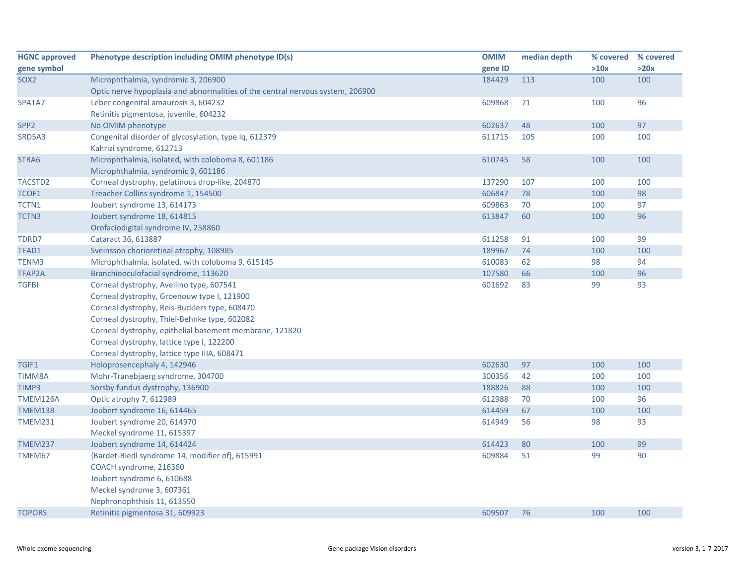| HGNC approved gene symbol | Phenotype description including OMIM phenotype ID(s) | OMIM gene ID | median depth | % covered >10x | % covered >20x |
|---|---|---|---|---|---|
| SOX2 | Microphthalmia, syndromic 3, 206900<br>Optic nerve hypoplasia and abnormalities of the central nervous system, 206900 | 184429 | 113 | 100 | 100 |
| SPATA7 | Leber congenital amaurosis 3, 604232<br>Retinitis pigmentosa, juvenile, 604232 | 609868 | 71 | 100 | 96 |
| SPP2 | No OMIM phenotype | 602637 | 48 | 100 | 97 |
| SRD5A3 | Congenital disorder of glycosylation, type Iq, 612379<br>Kahrizi syndrome, 612713 | 611715 | 105 | 100 | 100 |
| STRA6 | Microphthalmia, isolated, with coloboma 8, 601186<br>Microphthalmia, syndromic 9, 601186 | 610745 | 58 | 100 | 100 |
| TACSTD2 | Corneal dystrophy, gelatinous drop-like, 204870 | 137290 | 107 | 100 | 100 |
| TCOF1 | Treacher Collins syndrome 1, 154500 | 606847 | 78 | 100 | 98 |
| TCTN1 | Joubert syndrome 13, 614173 | 609863 | 70 | 100 | 97 |
| TCTN3 | Joubert syndrome 18, 614815<br>Orofaciodigital syndrome IV, 258860 | 613847 | 60 | 100 | 96 |
| TDRD7 | Cataract 36, 613887 | 611258 | 91 | 100 | 99 |
| TEAD1 | Sveinsson chorioretinal atrophy, 108985 | 189967 | 74 | 100 | 100 |
| TENM3 | Microphthalmia, isolated, with coloboma 9, 615145 | 610083 | 62 | 98 | 94 |
| TFAP2A | Branchiooculofacial syndrome, 113620 | 107580 | 66 | 100 | 96 |
| TGFBI | Corneal dystrophy, Avellino type, 607541<br>Corneal dystrophy, Groenouw type I, 121900<br>Corneal dystrophy, Reis-Bucklers type, 608470<br>Corneal dystrophy, Thiel-Behnke type, 602082<br>Corneal dystrophy, epithelial basement membrane, 121820<br>Corneal dystrophy, lattice type I, 122200<br>Corneal dystrophy, lattice type IIIA, 608471 | 601692 | 83 | 99 | 93 |
| TGIF1 | Holoprosencephaly 4, 142946 | 602630 | 97 | 100 | 100 |
| TIMM8A | Mohr-Tranebjaerg syndrome, 304700 | 300356 | 42 | 100 | 100 |
| TIMP3 | Sorsby fundus dystrophy, 136900 | 188826 | 88 | 100 | 100 |
| TMEM126A | Optic atrophy 7, 612989 | 612988 | 70 | 100 | 96 |
| TMEM138 | Joubert syndrome 16, 614465 | 614459 | 67 | 100 | 100 |
| TMEM231 | Joubert syndrome 20, 614970<br>Meckel syndrome 11, 615397 | 614949 | 56 | 98 | 93 |
| TMEM237 | Joubert syndrome 14, 614424 | 614423 | 80 | 100 | 99 |
| TMEM67 | {Bardet-Biedl syndrome 14, modifier of}, 615991<br>COACH syndrome, 216360<br>Joubert syndrome 6, 610688<br>Meckel syndrome 3, 607361<br>Nephronophthisis 11, 613550 | 609884 | 51 | 99 | 90 |
| TOPORS | Retinitis pigmentosa 31, 609923 | 609507 | 76 | 100 | 100 |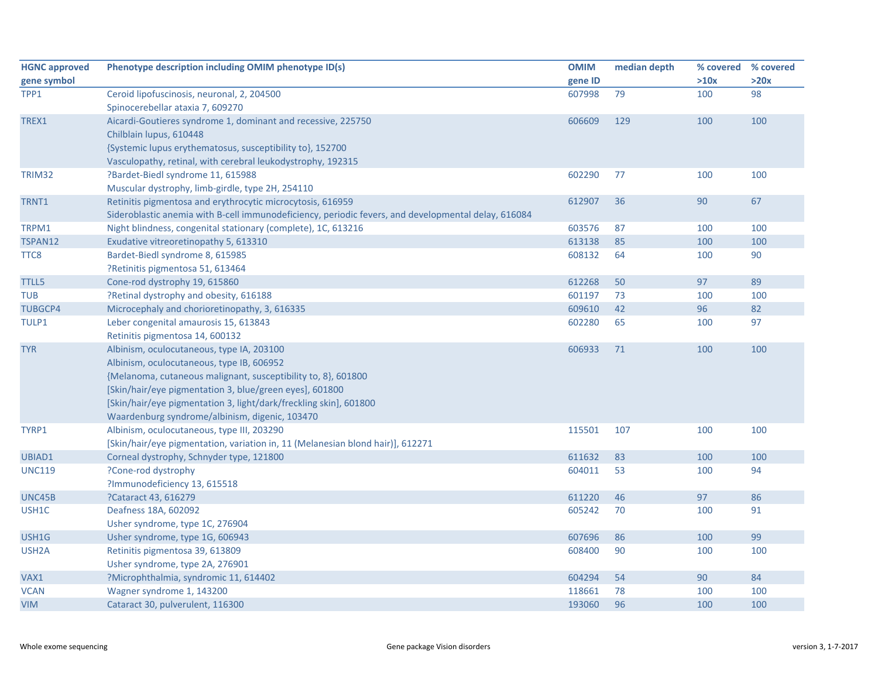| HGNC approved gene symbol | Phenotype description including OMIM phenotype ID(s) | OMIM gene ID | median depth | % covered >10x | % covered >20x |
|---|---|---|---|---|---|
| TPP1 | Ceroid lipofuscinosis, neuronal, 2, 204500<br>Spinocerebellar ataxia 7, 609270 | 607998 | 79 | 100 | 98 |
| TREX1 | Aicardi-Goutieres syndrome 1, dominant and recessive, 225750<br>Chilblain lupus, 610448<br>{Systemic lupus erythematosus, susceptibility to}, 152700<br>Vasculopathy, retinal, with cerebral leukodystrophy, 192315 | 606609 | 129 | 100 | 100 |
| TRIM32 | ?Bardet-Biedl syndrome 11, 615988<br>Muscular dystrophy, limb-girdle, type 2H, 254110 | 602290 | 77 | 100 | 100 |
| TRNT1 | Retinitis pigmentosa and erythrocytic microcytosis, 616959<br>Sideroblastic anemia with B-cell immunodeficiency, periodic fevers, and developmental delay, 616084 | 612907 | 36 | 90 | 67 |
| TRPM1 | Night blindness, congenital stationary (complete), 1C, 613216 | 603576 | 87 | 100 | 100 |
| TSPAN12 | Exudative vitreoretinopathy 5, 613310 | 613138 | 85 | 100 | 100 |
| TTC8 | Bardet-Biedl syndrome 8, 615985<br>?Retinitis pigmentosa 51, 613464 | 608132 | 64 | 100 | 90 |
| TTLL5 | Cone-rod dystrophy 19, 615860 | 612268 | 50 | 97 | 89 |
| TUB | ?Retinal dystrophy and obesity, 616188 | 601197 | 73 | 100 | 100 |
| TUBGCP4 | Microcephaly and chorioretinopathy, 3, 616335 | 609610 | 42 | 96 | 82 |
| TULP1 | Leber congenital amaurosis 15, 613843<br>Retinitis pigmentosa 14, 600132 | 602280 | 65 | 100 | 97 |
| TYR | Albinism, oculocutaneous, type IA, 203100<br>Albinism, oculocutaneous, type IB, 606952<br>{Melanoma, cutaneous malignant, susceptibility to, 8}, 601800<br>[Skin/hair/eye pigmentation 3, blue/green eyes], 601800<br>[Skin/hair/eye pigmentation 3, light/dark/freckling skin], 601800<br>Waardenburg syndrome/albinism, digenic, 103470 | 606933 | 71 | 100 | 100 |
| TYRP1 | Albinism, oculocutaneous, type III, 203290<br>[Skin/hair/eye pigmentation, variation in, 11 (Melanesian blond hair)], 612271 | 115501 | 107 | 100 | 100 |
| UBIAD1 | Corneal dystrophy, Schnyder type, 121800 | 611632 | 83 | 100 | 100 |
| UNC119 | ?Cone-rod dystrophy<br>?Immunodeficiency 13, 615518 | 604011 | 53 | 100 | 94 |
| UNC45B | ?Cataract 43, 616279 | 611220 | 46 | 97 | 86 |
| USH1C | Deafness 18A, 602092<br>Usher syndrome, type 1C, 276904 | 605242 | 70 | 100 | 91 |
| USH1G | Usher syndrome, type 1G, 606943 | 607696 | 86 | 100 | 99 |
| USH2A | Retinitis pigmentosa 39, 613809<br>Usher syndrome, type 2A, 276901 | 608400 | 90 | 100 | 100 |
| VAX1 | ?Microphthalmia, syndromic 11, 614402 | 604294 | 54 | 90 | 84 |
| VCAN | Wagner syndrome 1, 143200 | 118661 | 78 | 100 | 100 |
| VIM | Cataract 30, pulverulent, 116300 | 193060 | 96 | 100 | 100 |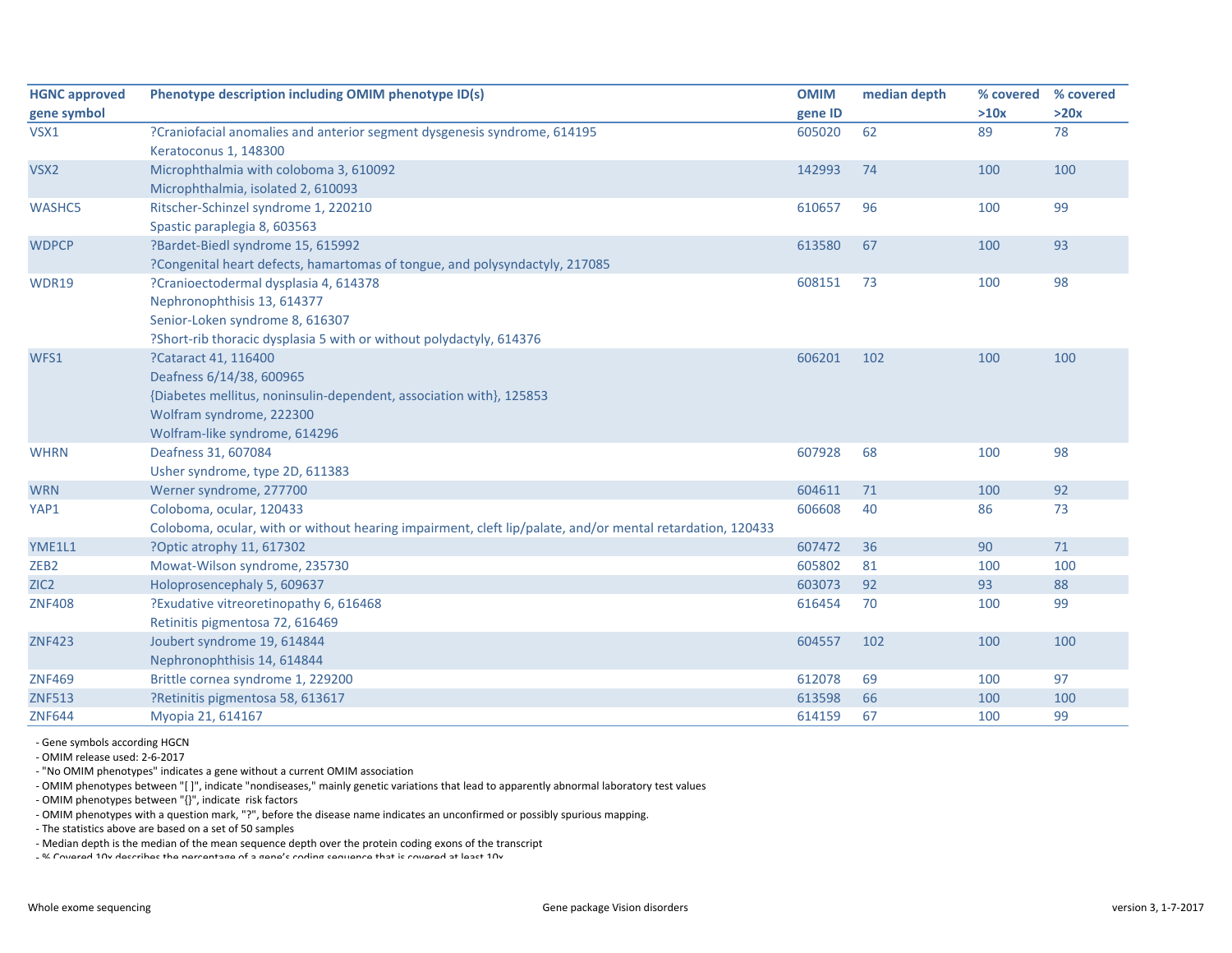| HGNC approved gene symbol | Phenotype description including OMIM phenotype ID(s) | OMIM gene ID | median depth | % covered >10x | % covered >20x |
|---|---|---|---|---|---|
| VSX1 | ?Craniofacial anomalies and anterior segment dysgenesis syndrome, 614195<br>Keratoconus 1, 148300 | 605020 | 62 | 89 | 78 |
| VSX2 | Microphthalmia with coloboma 3, 610092<br>Microphthalmia, isolated 2, 610093 | 142993 | 74 | 100 | 100 |
| WASHC5 | Ritscher-Schinzel syndrome 1, 220210<br>Spastic paraplegia 8, 603563 | 610657 | 96 | 100 | 99 |
| WDPCP | ?Bardet-Biedl syndrome 15, 615992<br>?Congenital heart defects, hamartomas of tongue, and polysyndactyly, 217085 | 613580 | 67 | 100 | 93 |
| WDR19 | ?Cranioectodermal dysplasia 4, 614378<br>Nephronophthisis 13, 614377<br>Senior-Loken syndrome 8, 616307<br>?Short-rib thoracic dysplasia 5 with or without polydactyly, 614376 | 608151 | 73 | 100 | 98 |
| WFS1 | ?Cataract 41, 116400<br>Deafness 6/14/38, 600965<br>{Diabetes mellitus, noninsulin-dependent, association with}, 125853<br>Wolfram syndrome, 222300<br>Wolfram-like syndrome, 614296 | 606201 | 102 | 100 | 100 |
| WHRN | Deafness 31, 607084<br>Usher syndrome, type 2D, 611383 | 607928 | 68 | 100 | 98 |
| WRN | Werner syndrome, 277700 | 604611 | 71 | 100 | 92 |
| YAP1 | Coloboma, ocular, 120433<br>Coloboma, ocular, with or without hearing impairment, cleft lip/palate, and/or mental retardation, 120433 | 606608 | 40 | 86 | 73 |
| YME1L1 | ?Optic atrophy 11, 617302 | 607472 | 36 | 90 | 71 |
| ZEB2 | Mowat-Wilson syndrome, 235730 | 605802 | 81 | 100 | 100 |
| ZIC2 | Holoprosencephaly 5, 609637 | 603073 | 92 | 93 | 88 |
| ZNF408 | ?Exudative vitreoretinopathy 6, 616468<br>Retinitis pigmentosa 72, 616469 | 616454 | 70 | 100 | 99 |
| ZNF423 | Joubert syndrome 19, 614844<br>Nephronophthisis 14, 614844 | 604557 | 102 | 100 | 100 |
| ZNF469 | Brittle cornea syndrome 1, 229200 | 612078 | 69 | 100 | 97 |
| ZNF513 | ?Retinitis pigmentosa 58, 613617 | 613598 | 66 | 100 | 100 |
| ZNF644 | Myopia 21, 614167 | 614159 | 67 | 100 | 99 |

- Gene symbols according HGCN
- OMIM release used: 2-6-2017
- "No OMIM phenotypes" indicates a gene without a current OMIM association
- OMIM phenotypes between "[ ]", indicate "nondiseases," mainly genetic variations that lead to apparently abnormal laboratory test values
- OMIM phenotypes between "{}", indicate risk factors
- OMIM phenotypes with a question mark, "?", before the disease name indicates an unconfirmed or possibly spurious mapping.
- The statistics above are based on a set of 50 samples
- Median depth is the median of the mean sequence depth over the protein coding exons of the transcript
- % Covered 10x describes the percentage of a gene's coding sequence that is covered at least 10x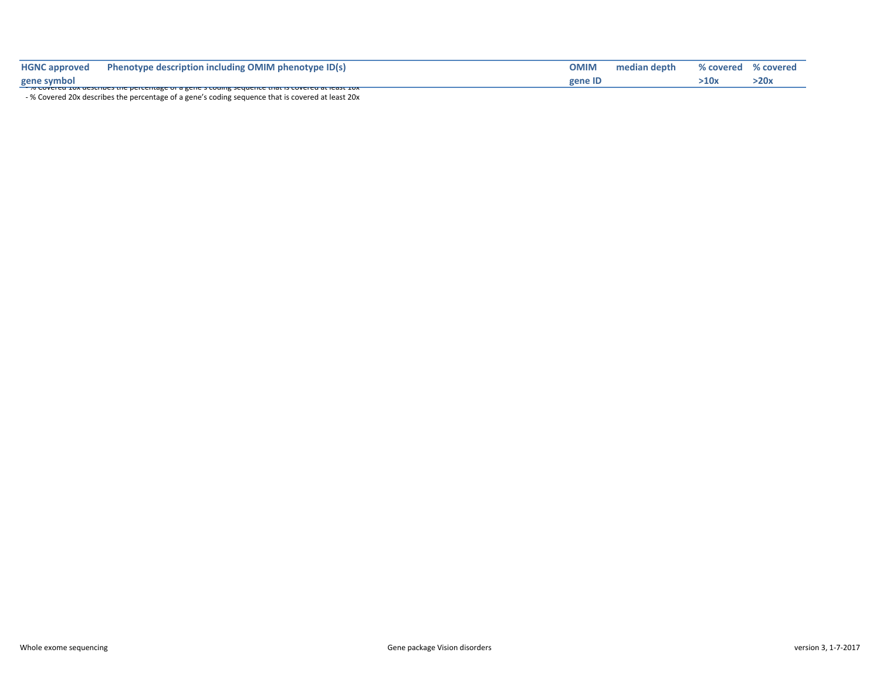| HGNC approved gene symbol | Phenotype description including OMIM phenotype ID(s) | OMIM gene ID | median depth | % covered >10x | % covered >20x |
|---|---|---|---|---|---|

- % Covered 10x describes the percentage of a gene's coding sequence that is covered at least 10x
- % Covered 20x describes the percentage of a gene's coding sequence that is covered at least 20x